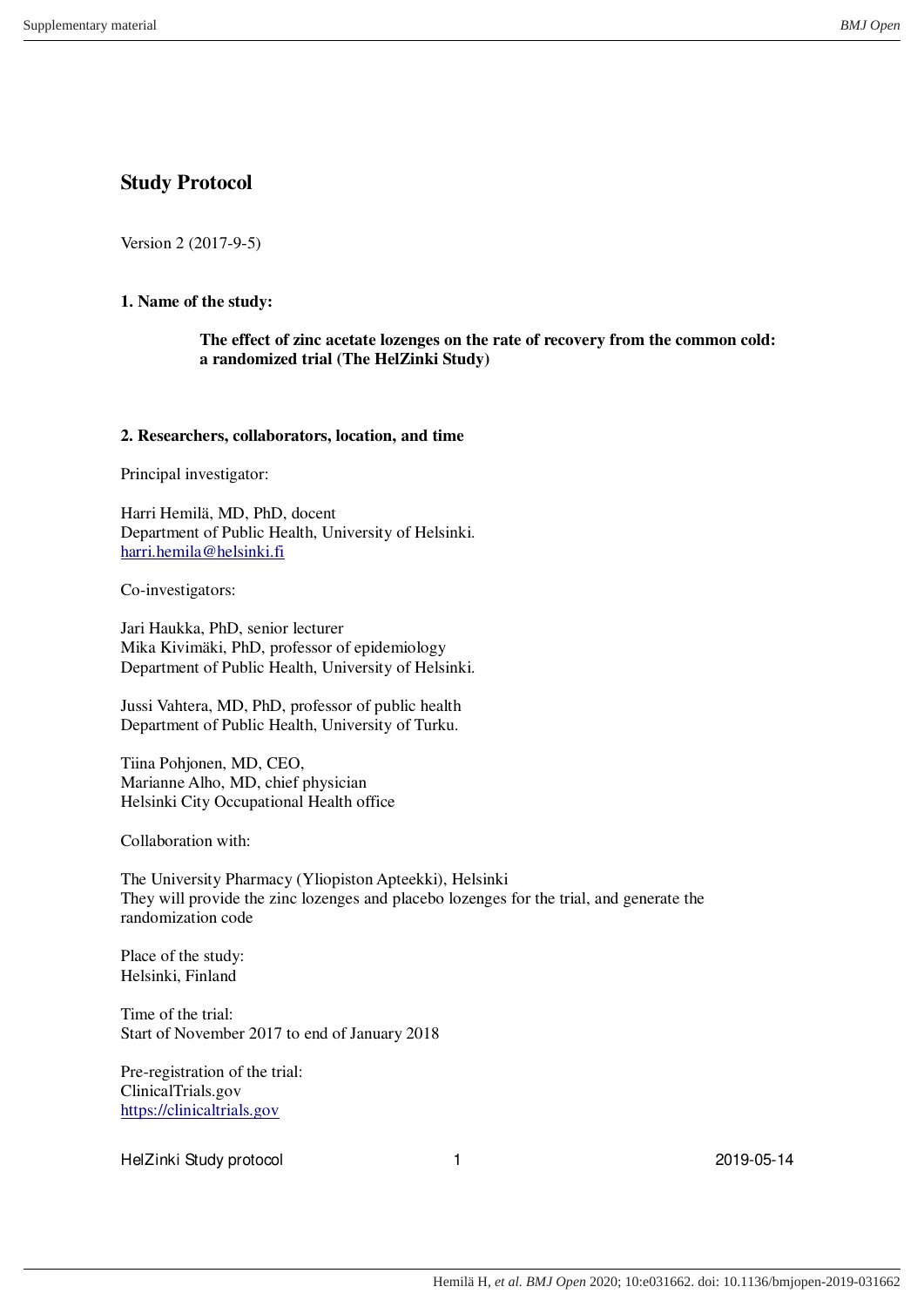# Study Protocol

Version 2 (2017-9-5)

## 1. Name of the study:

**The effect of zinc acetate lozenges on the rate of recovery from the common cold: a randomized trial (The HelZinki Study)**

## 2. Researchers, collaborators, location, and time

Principal investigator:

Harri Hemilä, MD, PhD, docent
Department of Public Health, University of Helsinki.
harri.hemila@helsinki.fi

Co-investigators:

Jari Haukka, PhD, senior lecturer
Mika Kivimäki, PhD, professor of epidemiology
Department of Public Health, University of Helsinki.

Jussi Vahtera, MD, PhD, professor of public health
Department of Public Health, University of Turku.

Tiina Pohjonen, MD, CEO,
Marianne Alho, MD, chief physician
Helsinki City Occupational Health office

Collaboration with:

The University Pharmacy (Yliopiston Apteekki), Helsinki
They will provide the zinc lozenges and placebo lozenges for the trial, and generate the randomization code

Place of the study:
Helsinki, Finland

Time of the trial:
Start of November 2017 to end of January 2018

Pre-registration of the trial:
ClinicalTrials.gov
https://clinicaltrials.gov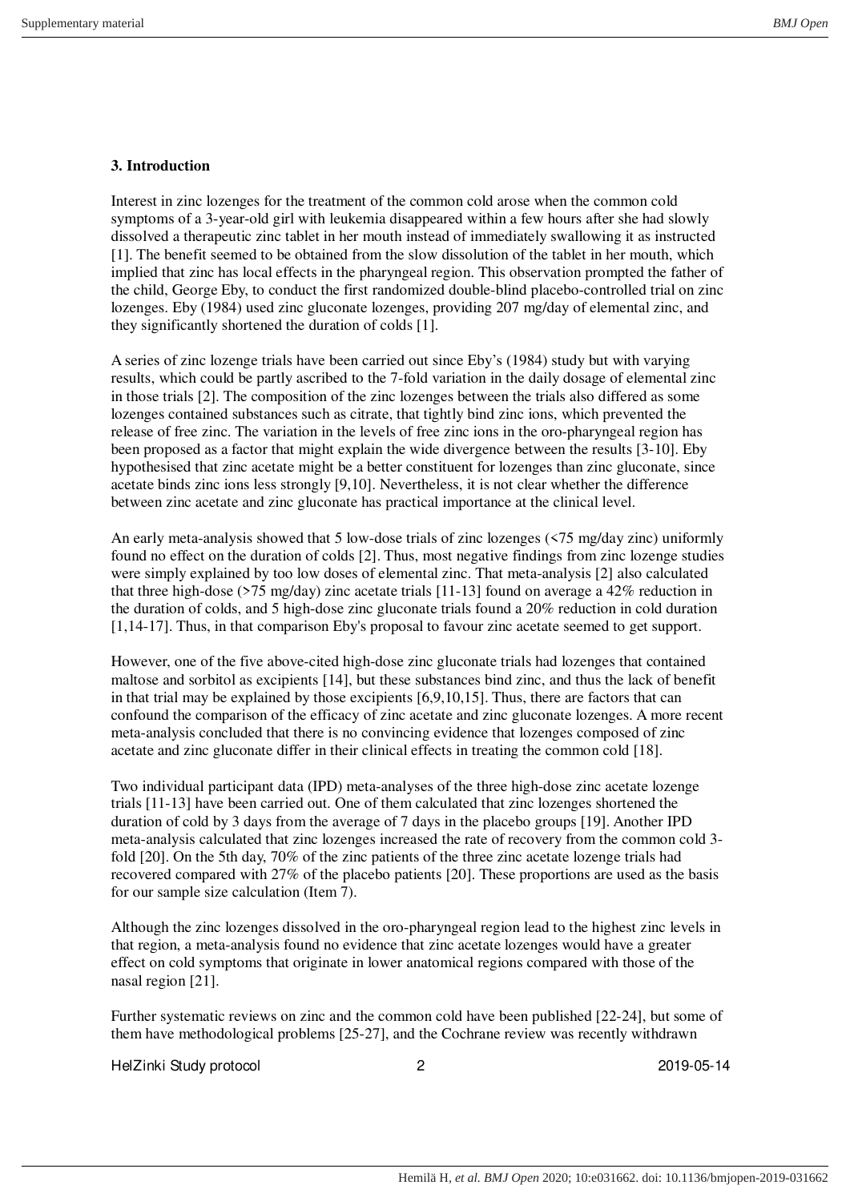### 3. Introduction

Interest in zinc lozenges for the treatment of the common cold arose when the common cold symptoms of a 3-year-old girl with leukemia disappeared within a few hours after she had slowly dissolved a therapeutic zinc tablet in her mouth instead of immediately swallowing it as instructed [1]. The benefit seemed to be obtained from the slow dissolution of the tablet in her mouth, which implied that zinc has local effects in the pharyngeal region. This observation prompted the father of the child, George Eby, to conduct the first randomized double-blind placebo-controlled trial on zinc lozenges. Eby (1984) used zinc gluconate lozenges, providing 207 mg/day of elemental zinc, and they significantly shortened the duration of colds [1].

A series of zinc lozenge trials have been carried out since Eby's (1984) study but with varying results, which could be partly ascribed to the 7-fold variation in the daily dosage of elemental zinc in those trials [2]. The composition of the zinc lozenges between the trials also differed as some lozenges contained substances such as citrate, that tightly bind zinc ions, which prevented the release of free zinc. The variation in the levels of free zinc ions in the oro-pharyngeal region has been proposed as a factor that might explain the wide divergence between the results [3-10]. Eby hypothesised that zinc acetate might be a better constituent for lozenges than zinc gluconate, since acetate binds zinc ions less strongly [9,10]. Nevertheless, it is not clear whether the difference between zinc acetate and zinc gluconate has practical importance at the clinical level.

An early meta-analysis showed that 5 low-dose trials of zinc lozenges (<75 mg/day zinc) uniformly found no effect on the duration of colds [2]. Thus, most negative findings from zinc lozenge studies were simply explained by too low doses of elemental zinc. That meta-analysis [2] also calculated that three high-dose (>75 mg/day) zinc acetate trials [11-13] found on average a 42% reduction in the duration of colds, and 5 high-dose zinc gluconate trials found a 20% reduction in cold duration [1,14-17]. Thus, in that comparison Eby's proposal to favour zinc acetate seemed to get support.

However, one of the five above-cited high-dose zinc gluconate trials had lozenges that contained maltose and sorbitol as excipients [14], but these substances bind zinc, and thus the lack of benefit in that trial may be explained by those excipients [6,9,10,15]. Thus, there are factors that can confound the comparison of the efficacy of zinc acetate and zinc gluconate lozenges. A more recent meta-analysis concluded that there is no convincing evidence that lozenges composed of zinc acetate and zinc gluconate differ in their clinical effects in treating the common cold [18].

Two individual participant data (IPD) meta-analyses of the three high-dose zinc acetate lozenge trials [11-13] have been carried out. One of them calculated that zinc lozenges shortened the duration of cold by 3 days from the average of 7 days in the placebo groups [19]. Another IPD meta-analysis calculated that zinc lozenges increased the rate of recovery from the common cold 3-fold [20]. On the 5th day, 70% of the zinc patients of the three zinc acetate lozenge trials had recovered compared with 27% of the placebo patients [20]. These proportions are used as the basis for our sample size calculation (Item 7).

Although the zinc lozenges dissolved in the oro-pharyngeal region lead to the highest zinc levels in that region, a meta-analysis found no evidence that zinc acetate lozenges would have a greater effect on cold symptoms that originate in lower anatomical regions compared with those of the nasal region [21].

Further systematic reviews on zinc and the common cold have been published [22-24], but some of them have methodological problems [25-27], and the Cochrane review was recently withdrawn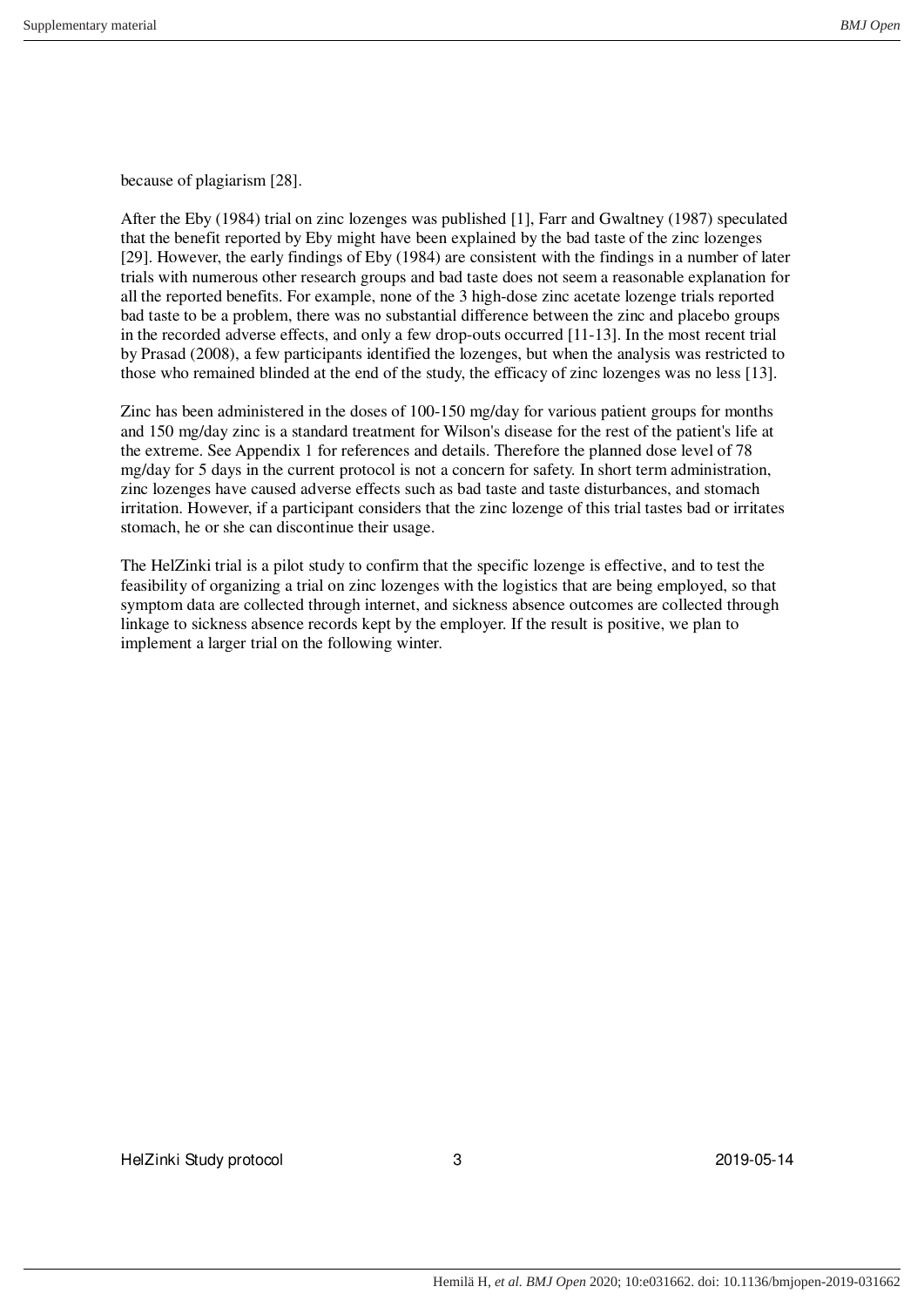because of plagiarism [28].

After the Eby (1984) trial on zinc lozenges was published [1], Farr and Gwaltney (1987) speculated that the benefit reported by Eby might have been explained by the bad taste of the zinc lozenges [29]. However, the early findings of Eby (1984) are consistent with the findings in a number of later trials with numerous other research groups and bad taste does not seem a reasonable explanation for all the reported benefits. For example, none of the 3 high-dose zinc acetate lozenge trials reported bad taste to be a problem, there was no substantial difference between the zinc and placebo groups in the recorded adverse effects, and only a few drop-outs occurred [11-13]. In the most recent trial by Prasad (2008), a few participants identified the lozenges, but when the analysis was restricted to those who remained blinded at the end of the study, the efficacy of zinc lozenges was no less [13].

Zinc has been administered in the doses of 100-150 mg/day for various patient groups for months and 150 mg/day zinc is a standard treatment for Wilson's disease for the rest of the patient's life at the extreme. See Appendix 1 for references and details. Therefore the planned dose level of 78 mg/day for 5 days in the current protocol is not a concern for safety. In short term administration, zinc lozenges have caused adverse effects such as bad taste and taste disturbances, and stomach irritation. However, if a participant considers that the zinc lozenge of this trial tastes bad or irritates stomach, he or she can discontinue their usage.

The HelZinki trial is a pilot study to confirm that the specific lozenge is effective, and to test the feasibility of organizing a trial on zinc lozenges with the logistics that are being employed, so that symptom data are collected through internet, and sickness absence outcomes are collected through linkage to sickness absence records kept by the employer. If the result is positive, we plan to implement a larger trial on the following winter.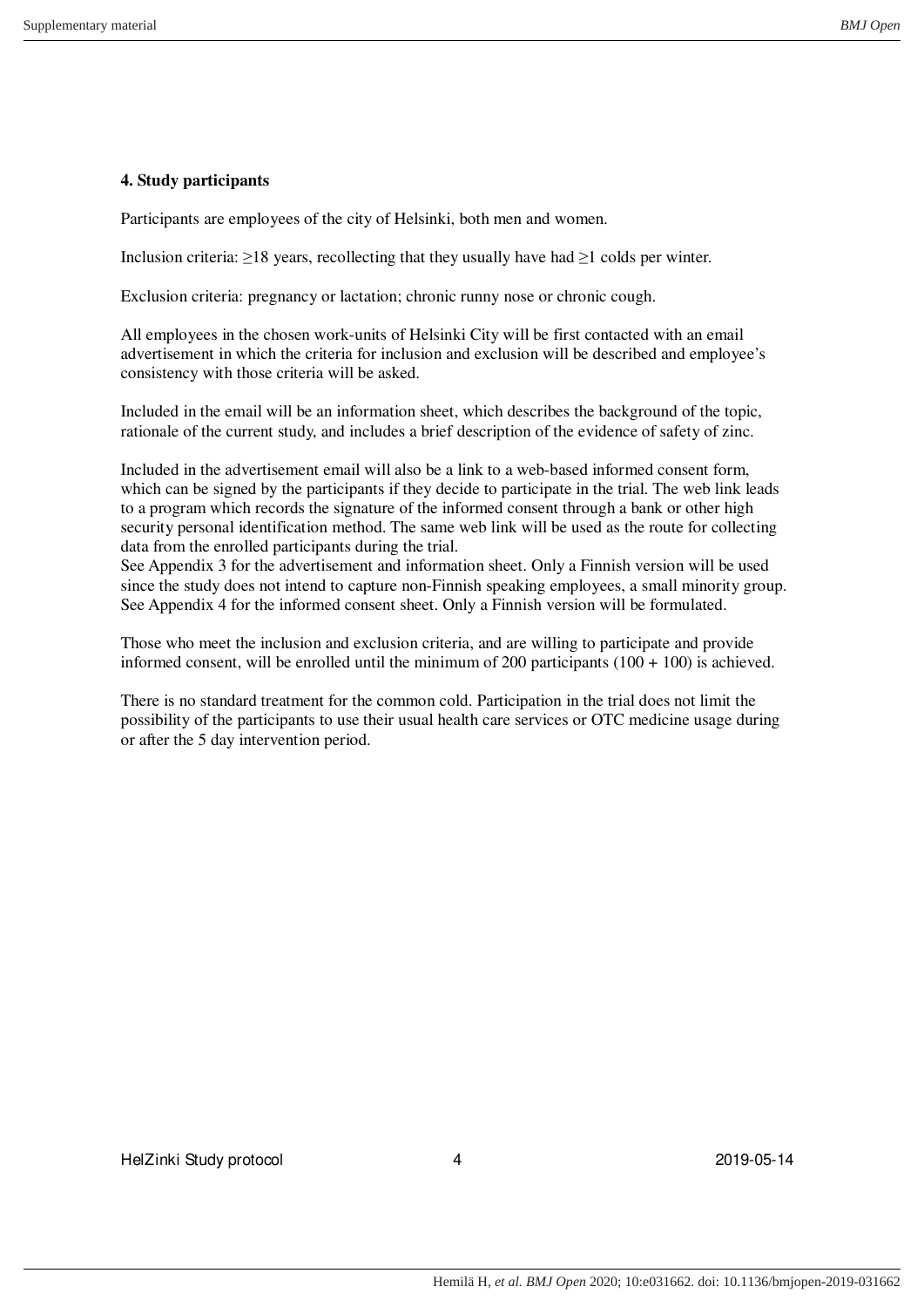**4. Study participants**

Participants are employees of the city of Helsinki, both men and women.

Inclusion criteria: ≥18 years, recollecting that they usually have had ≥1 colds per winter.

Exclusion criteria: pregnancy or lactation; chronic runny nose or chronic cough.

All employees in the chosen work-units of Helsinki City will be first contacted with an email advertisement in which the criteria for inclusion and exclusion will be described and employee's consistency with those criteria will be asked.

Included in the email will be an information sheet, which describes the background of the topic, rationale of the current study, and includes a brief description of the evidence of safety of zinc.

Included in the advertisement email will also be a link to a web-based informed consent form, which can be signed by the participants if they decide to participate in the trial. The web link leads to a program which records the signature of the informed consent through a bank or other high security personal identification method. The same web link will be used as the route for collecting data from the enrolled participants during the trial.
See Appendix 3 for the advertisement and information sheet. Only a Finnish version will be used since the study does not intend to capture non-Finnish speaking employees, a small minority group. See Appendix 4 for the informed consent sheet. Only a Finnish version will be formulated.

Those who meet the inclusion and exclusion criteria, and are willing to participate and provide informed consent, will be enrolled until the minimum of 200 participants (100 + 100) is achieved.

There is no standard treatment for the common cold. Participation in the trial does not limit the possibility of the participants to use their usual health care services or OTC medicine usage during or after the 5 day intervention period.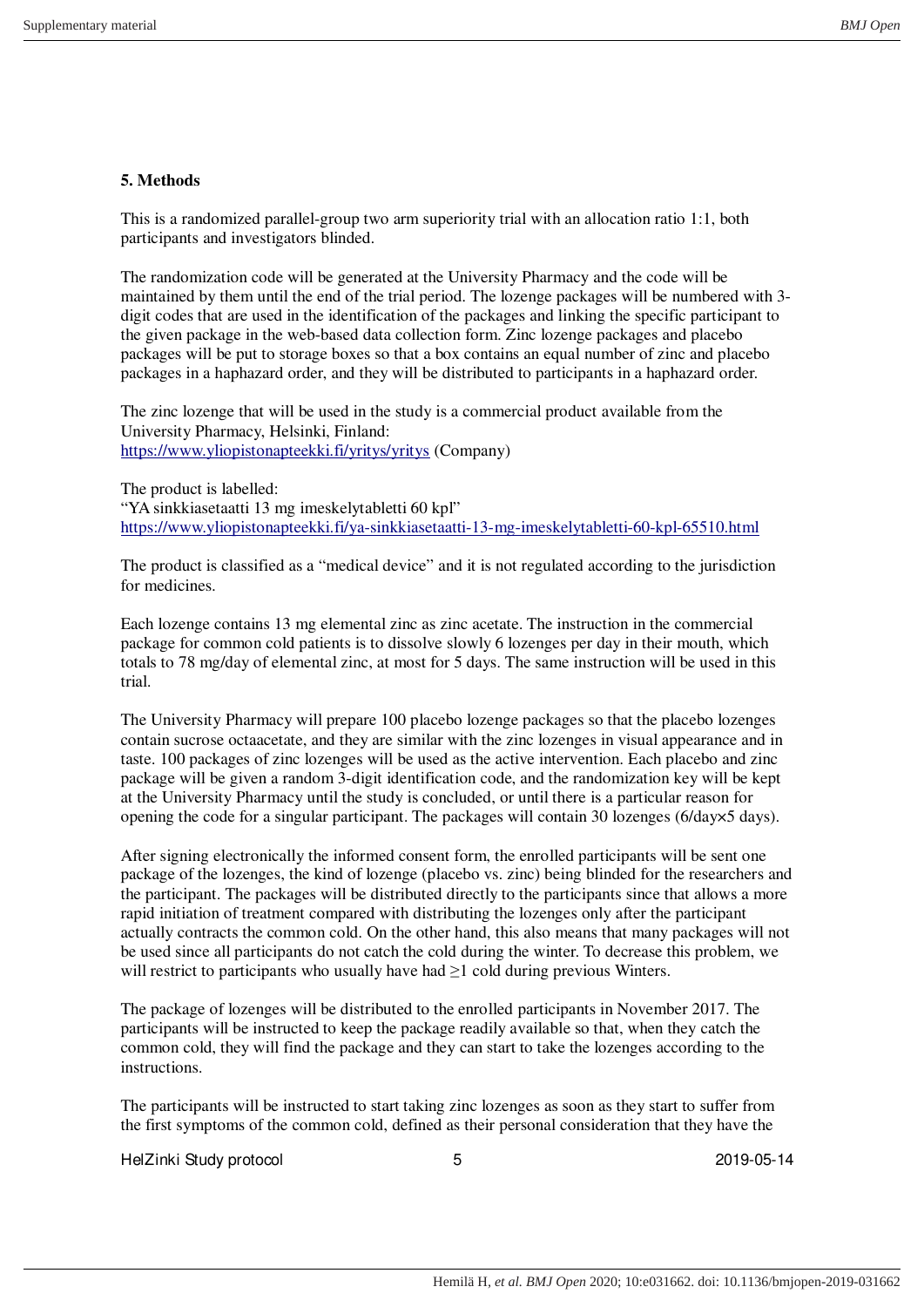**5. Methods**

This is a randomized parallel-group two arm superiority trial with an allocation ratio 1:1, both participants and investigators blinded.

The randomization code will be generated at the University Pharmacy and the code will be maintained by them until the end of the trial period. The lozenge packages will be numbered with 3-digit codes that are used in the identification of the packages and linking the specific participant to the given package in the web-based data collection form. Zinc lozenge packages and placebo packages will be put to storage boxes so that a box contains an equal number of zinc and placebo packages in a haphazard order, and they will be distributed to participants in a haphazard order.

The zinc lozenge that will be used in the study is a commercial product available from the University Pharmacy, Helsinki, Finland:
https://www.yliopistonapteekki.fi/yritys/yritys (Company)

The product is labelled:
"YA sinkkiasetaatti 13 mg imeskelytabletti 60 kpl"
https://www.yliopistonapteekki.fi/ya-sinkkiasetaatti-13-mg-imeskelytabletti-60-kpl-65510.html

The product is classified as a "medical device" and it is not regulated according to the jurisdiction for medicines.

Each lozenge contains 13 mg elemental zinc as zinc acetate. The instruction in the commercial package for common cold patients is to dissolve slowly 6 lozenges per day in their mouth, which totals to 78 mg/day of elemental zinc, at most for 5 days. The same instruction will be used in this trial.

The University Pharmacy will prepare 100 placebo lozenge packages so that the placebo lozenges contain sucrose octaacetate, and they are similar with the zinc lozenges in visual appearance and in taste. 100 packages of zinc lozenges will be used as the active intervention. Each placebo and zinc package will be given a random 3-digit identification code, and the randomization key will be kept at the University Pharmacy until the study is concluded, or until there is a particular reason for opening the code for a singular participant. The packages will contain 30 lozenges (6/day×5 days).

After signing electronically the informed consent form, the enrolled participants will be sent one package of the lozenges, the kind of lozenge (placebo vs. zinc) being blinded for the researchers and the participant. The packages will be distributed directly to the participants since that allows a more rapid initiation of treatment compared with distributing the lozenges only after the participant actually contracts the common cold. On the other hand, this also means that many packages will not be used since all participants do not catch the cold during the winter. To decrease this problem, we will restrict to participants who usually have had ≥1 cold during previous Winters.

The package of lozenges will be distributed to the enrolled participants in November 2017. The participants will be instructed to keep the package readily available so that, when they catch the common cold, they will find the package and they can start to take the lozenges according to the instructions.

The participants will be instructed to start taking zinc lozenges as soon as they start to suffer from the first symptoms of the common cold, defined as their personal consideration that they have the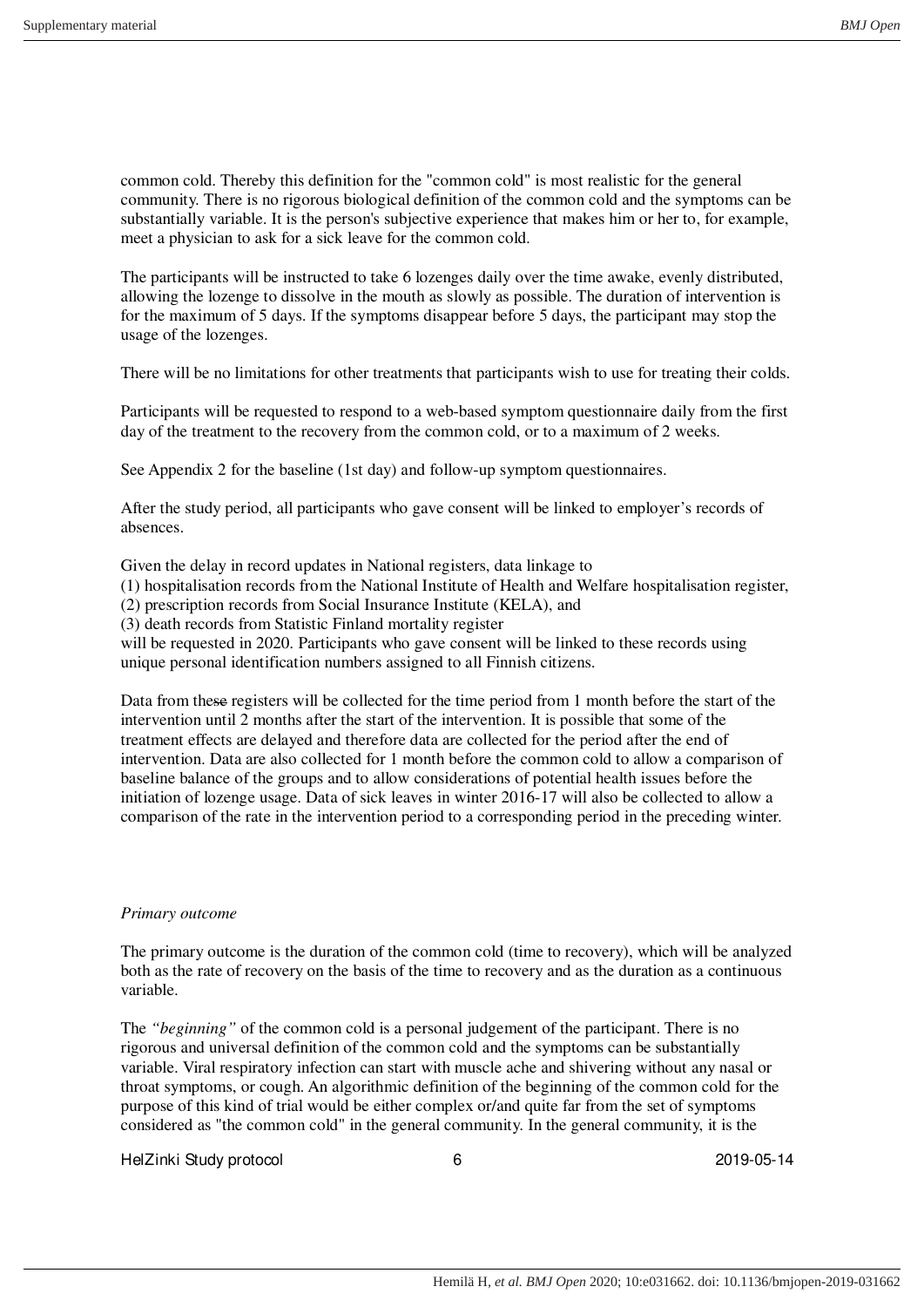common cold. Thereby this definition for the "common cold" is most realistic for the general community. There is no rigorous biological definition of the common cold and the symptoms can be substantially variable. It is the person's subjective experience that makes him or her to, for example, meet a physician to ask for a sick leave for the common cold.

The participants will be instructed to take 6 lozenges daily over the time awake, evenly distributed, allowing the lozenge to dissolve in the mouth as slowly as possible. The duration of intervention is for the maximum of 5 days. If the symptoms disappear before 5 days, the participant may stop the usage of the lozenges.

There will be no limitations for other treatments that participants wish to use for treating their colds.

Participants will be requested to respond to a web-based symptom questionnaire daily from the first day of the treatment to the recovery from the common cold, or to a maximum of 2 weeks.

See Appendix 2 for the baseline (1st day) and follow-up symptom questionnaires.

After the study period, all participants who gave consent will be linked to employer's records of absences.

Given the delay in record updates in National registers, data linkage to
(1) hospitalisation records from the National Institute of Health and Welfare hospitalisation register,
(2) prescription records from Social Insurance Institute (KELA), and
(3) death records from Statistic Finland mortality register
will be requested in 2020. Participants who gave consent will be linked to these records using unique personal identification numbers assigned to all Finnish citizens.

Data from these registers will be collected for the time period from 1 month before the start of the intervention until 2 months after the start of the intervention. It is possible that some of the treatment effects are delayed and therefore data are collected for the period after the end of intervention. Data are also collected for 1 month before the common cold to allow a comparison of baseline balance of the groups and to allow considerations of potential health issues before the initiation of lozenge usage. Data of sick leaves in winter 2016-17 will also be collected to allow a comparison of the rate in the intervention period to a corresponding period in the preceding winter.

*Primary outcome*

The primary outcome is the duration of the common cold (time to recovery), which will be analyzed both as the rate of recovery on the basis of the time to recovery and as the duration as a continuous variable.

The *"beginning"* of the common cold is a personal judgement of the participant. There is no rigorous and universal definition of the common cold and the symptoms can be substantially variable. Viral respiratory infection can start with muscle ache and shivering without any nasal or throat symptoms, or cough. An algorithmic definition of the beginning of the common cold for the purpose of this kind of trial would be either complex or/and quite far from the set of symptoms considered as "the common cold" in the general community. In the general community, it is the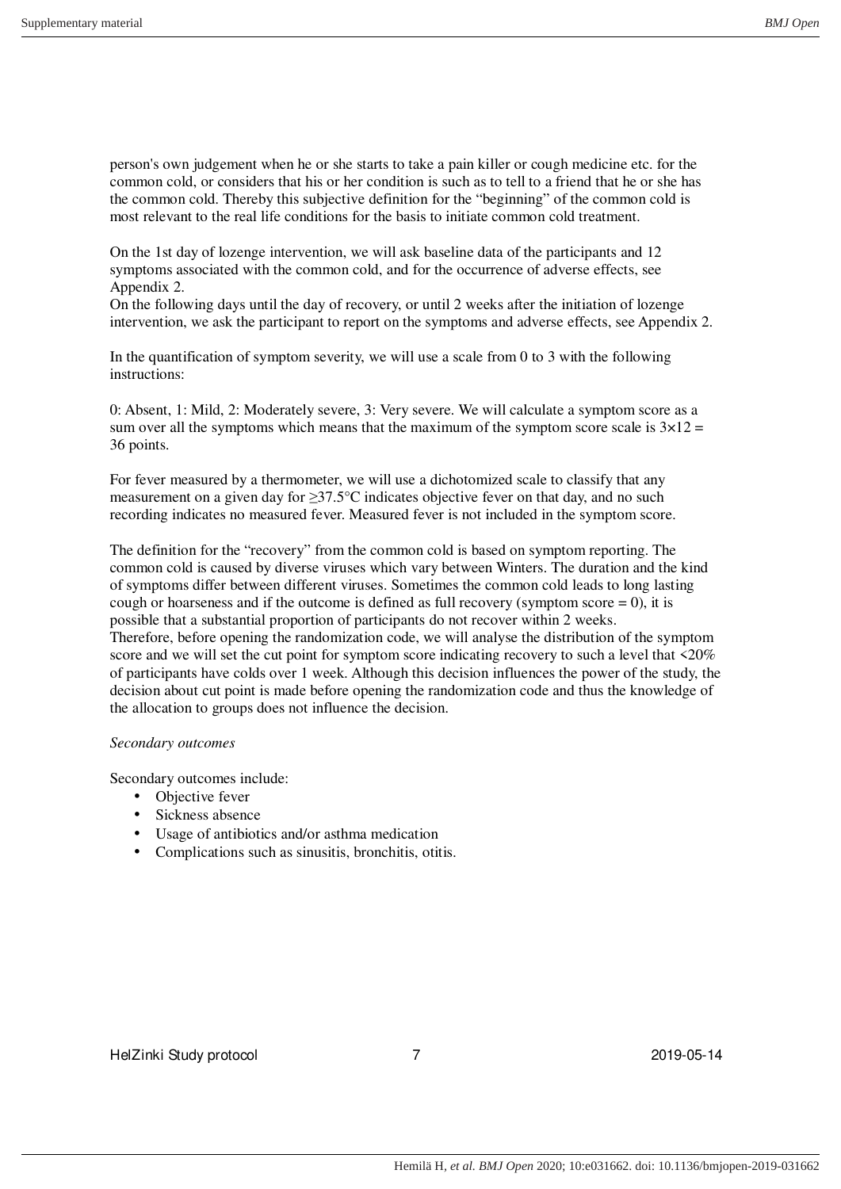person's own judgement when he or she starts to take a pain killer or cough medicine etc. for the common cold, or considers that his or her condition is such as to tell to a friend that he or she has the common cold. Thereby this subjective definition for the "beginning" of the common cold is most relevant to the real life conditions for the basis to initiate common cold treatment.

On the 1st day of lozenge intervention, we will ask baseline data of the participants and 12 symptoms associated with the common cold, and for the occurrence of adverse effects, see Appendix 2.
On the following days until the day of recovery, or until 2 weeks after the initiation of lozenge intervention, we ask the participant to report on the symptoms and adverse effects, see Appendix 2.

In the quantification of symptom severity, we will use a scale from 0 to 3 with the following instructions:

0: Absent, 1: Mild, 2: Moderately severe, 3: Very severe. We will calculate a symptom score as a sum over all the symptoms which means that the maximum of the symptom score scale is $3 \times 12 = 36$ points.

For fever measured by a thermometer, we will use a dichotomized scale to classify that any measurement on a given day for ≥37.5°C indicates objective fever on that day, and no such recording indicates no measured fever. Measured fever is not included in the symptom score.

The definition for the "recovery" from the common cold is based on symptom reporting. The common cold is caused by diverse viruses which vary between Winters. The duration and the kind of symptoms differ between different viruses. Sometimes the common cold leads to long lasting cough or hoarseness and if the outcome is defined as full recovery (symptom score = 0), it is possible that a substantial proportion of participants do not recover within 2 weeks.
Therefore, before opening the randomization code, we will analyse the distribution of the symptom score and we will set the cut point for symptom score indicating recovery to such a level that <20% of participants have colds over 1 week. Although this decision influences the power of the study, the decision about cut point is made before opening the randomization code and thus the knowledge of the allocation to groups does not influence the decision.

*Secondary outcomes*

Secondary outcomes include:

- Objective fever
- Sickness absence
- Usage of antibiotics and/or asthma medication
- Complications such as sinusitis, bronchitis, otitis.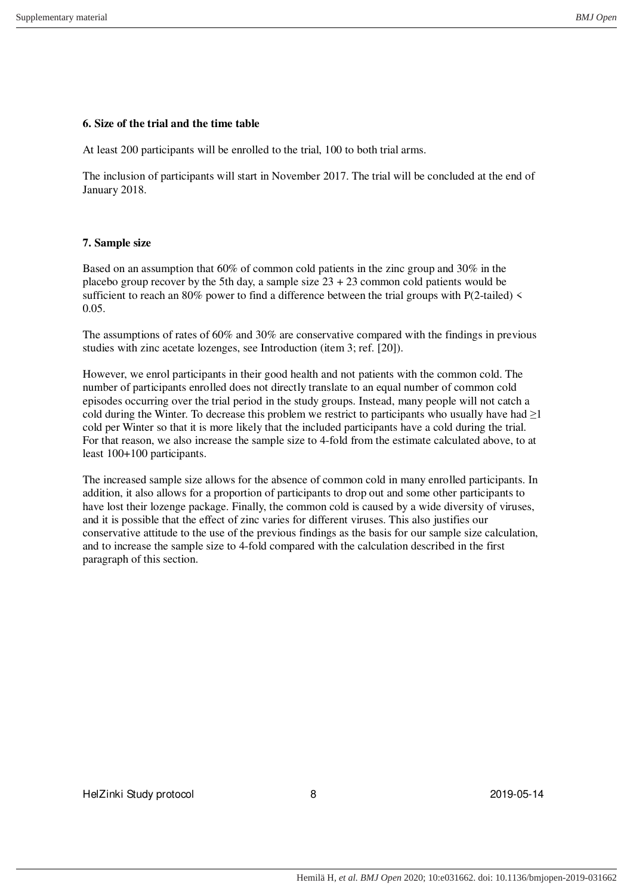**6. Size of the trial and the time table**

At least 200 participants will be enrolled to the trial, 100 to both trial arms.

The inclusion of participants will start in November 2017. The trial will be concluded at the end of January 2018.

**7. Sample size**

Based on an assumption that 60% of common cold patients in the zinc group and 30% in the placebo group recover by the 5th day, a sample size 23 + 23 common cold patients would be sufficient to reach an 80% power to find a difference between the trial groups with P(2-tailed) < 0.05.

The assumptions of rates of 60% and 30% are conservative compared with the findings in previous studies with zinc acetate lozenges, see Introduction (item 3; ref. [20]).

However, we enrol participants in their good health and not patients with the common cold. The number of participants enrolled does not directly translate to an equal number of common cold episodes occurring over the trial period in the study groups. Instead, many people will not catch a cold during the Winter. To decrease this problem we restrict to participants who usually have had ≥1 cold per Winter so that it is more likely that the included participants have a cold during the trial. For that reason, we also increase the sample size to 4-fold from the estimate calculated above, to at least 100+100 participants.

The increased sample size allows for the absence of common cold in many enrolled participants. In addition, it also allows for a proportion of participants to drop out and some other participants to have lost their lozenge package. Finally, the common cold is caused by a wide diversity of viruses, and it is possible that the effect of zinc varies for different viruses. This also justifies our conservative attitude to the use of the previous findings as the basis for our sample size calculation, and to increase the sample size to 4-fold compared with the calculation described in the first paragraph of this section.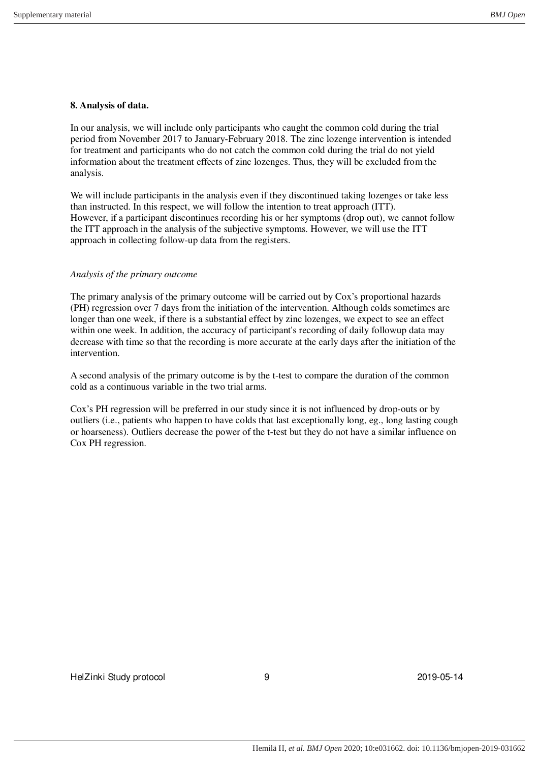**8. Analysis of data.**

In our analysis, we will include only participants who caught the common cold during the trial period from November 2017 to January-February 2018. The zinc lozenge intervention is intended for treatment and participants who do not catch the common cold during the trial do not yield information about the treatment effects of zinc lozenges. Thus, they will be excluded from the analysis.

We will include participants in the analysis even if they discontinued taking lozenges or take less than instructed. In this respect, we will follow the intention to treat approach (ITT). However, if a participant discontinues recording his or her symptoms (drop out), we cannot follow the ITT approach in the analysis of the subjective symptoms. However, we will use the ITT approach in collecting follow-up data from the registers.

*Analysis of the primary outcome*

The primary analysis of the primary outcome will be carried out by Cox's proportional hazards (PH) regression over 7 days from the initiation of the intervention. Although colds sometimes are longer than one week, if there is a substantial effect by zinc lozenges, we expect to see an effect within one week. In addition, the accuracy of participant's recording of daily followup data may decrease with time so that the recording is more accurate at the early days after the initiation of the intervention.

A second analysis of the primary outcome is by the t-test to compare the duration of the common cold as a continuous variable in the two trial arms.

Cox's PH regression will be preferred in our study since it is not influenced by drop-outs or by outliers (i.e., patients who happen to have colds that last exceptionally long, eg., long lasting cough or hoarseness). Outliers decrease the power of the t-test but they do not have a similar influence on Cox PH regression.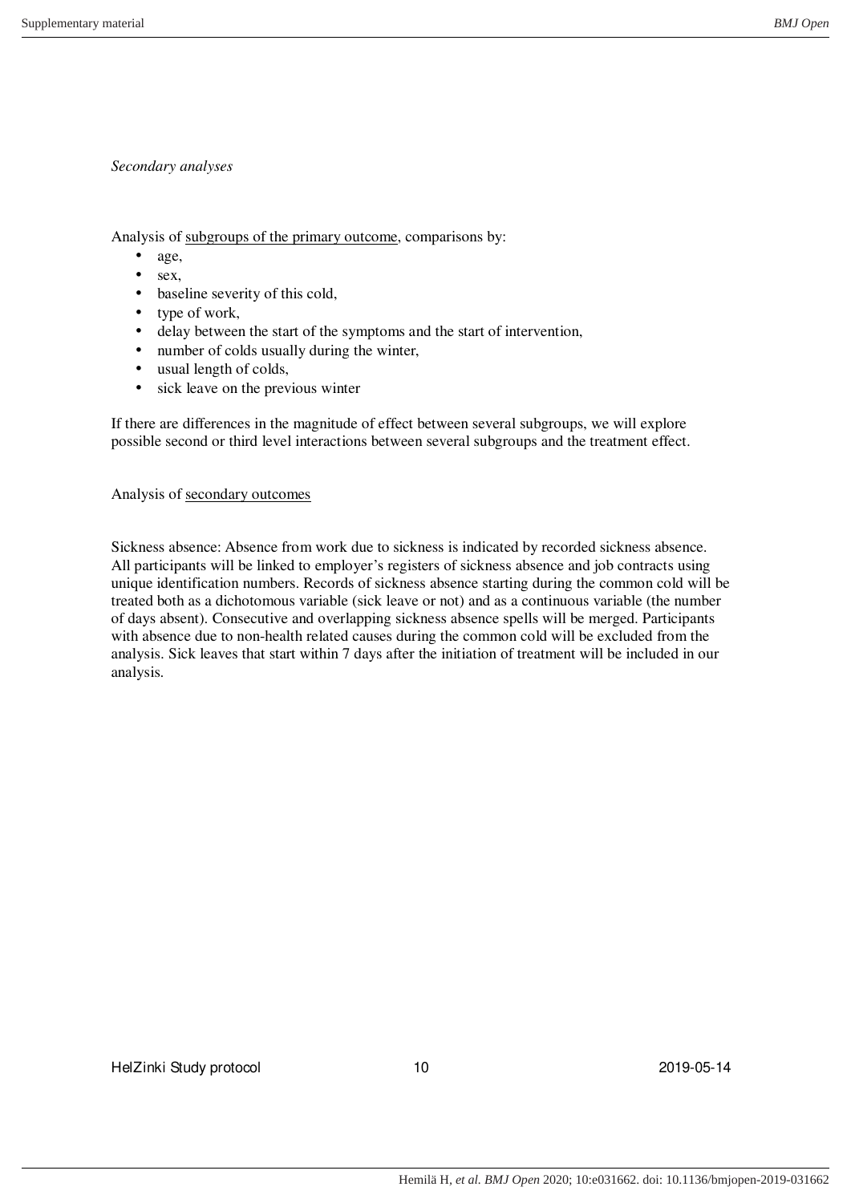*Secondary analyses*

Analysis of <u>subgroups of the primary outcome</u>, comparisons by:

- age,
- sex,
- baseline severity of this cold,
- type of work,
- delay between the start of the symptoms and the start of intervention,
- number of colds usually during the winter,
- usual length of colds,
- sick leave on the previous winter

If there are differences in the magnitude of effect between several subgroups, we will explore possible second or third level interactions between several subgroups and the treatment effect.

Analysis of <u>secondary outcomes</u>

Sickness absence: Absence from work due to sickness is indicated by recorded sickness absence. All participants will be linked to employer's registers of sickness absence and job contracts using unique identification numbers. Records of sickness absence starting during the common cold will be treated both as a dichotomous variable (sick leave or not) and as a continuous variable (the number of days absent). Consecutive and overlapping sickness absence spells will be merged. Participants with absence due to non-health related causes during the common cold will be excluded from the analysis. Sick leaves that start within 7 days after the initiation of treatment will be included in our analysis.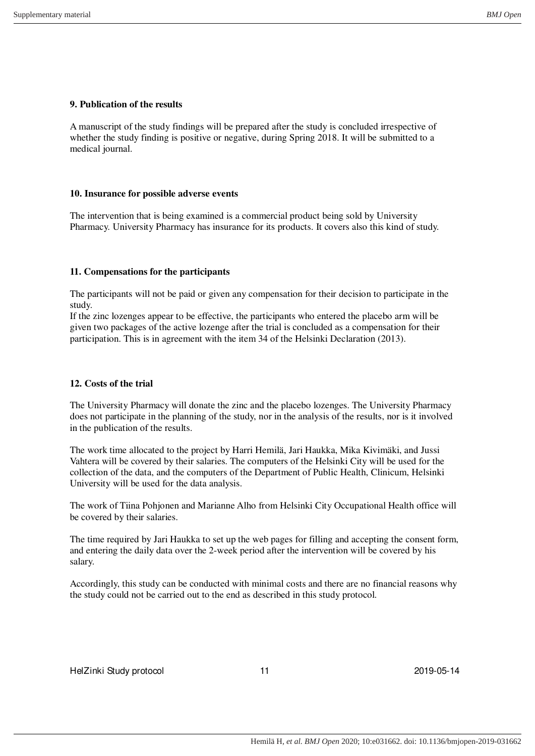**9. Publication of the results**

A manuscript of the study findings will be prepared after the study is concluded irrespective of whether the study finding is positive or negative, during Spring 2018. It will be submitted to a medical journal.

**10. Insurance for possible adverse events**

The intervention that is being examined is a commercial product being sold by University Pharmacy. University Pharmacy has insurance for its products. It covers also this kind of study.

**11. Compensations for the participants**

The participants will not be paid or given any compensation for their decision to participate in the study.
If the zinc lozenges appear to be effective, the participants who entered the placebo arm will be given two packages of the active lozenge after the trial is concluded as a compensation for their participation. This is in agreement with the item 34 of the Helsinki Declaration (2013).

**12. Costs of the trial**

The University Pharmacy will donate the zinc and the placebo lozenges. The University Pharmacy does not participate in the planning of the study, nor in the analysis of the results, nor is it involved in the publication of the results.

The work time allocated to the project by Harri Hemilä, Jari Haukka, Mika Kivimäki, and Jussi Vahtera will be covered by their salaries. The computers of the Helsinki City will be used for the collection of the data, and the computers of the Department of Public Health, Clinicum, Helsinki University will be used for the data analysis.

The work of Tiina Pohjonen and Marianne Alho from Helsinki City Occupational Health office will be covered by their salaries.

The time required by Jari Haukka to set up the web pages for filling and accepting the consent form, and entering the daily data over the 2-week period after the intervention will be covered by his salary.

Accordingly, this study can be conducted with minimal costs and there are no financial reasons why the study could not be carried out to the end as described in this study protocol.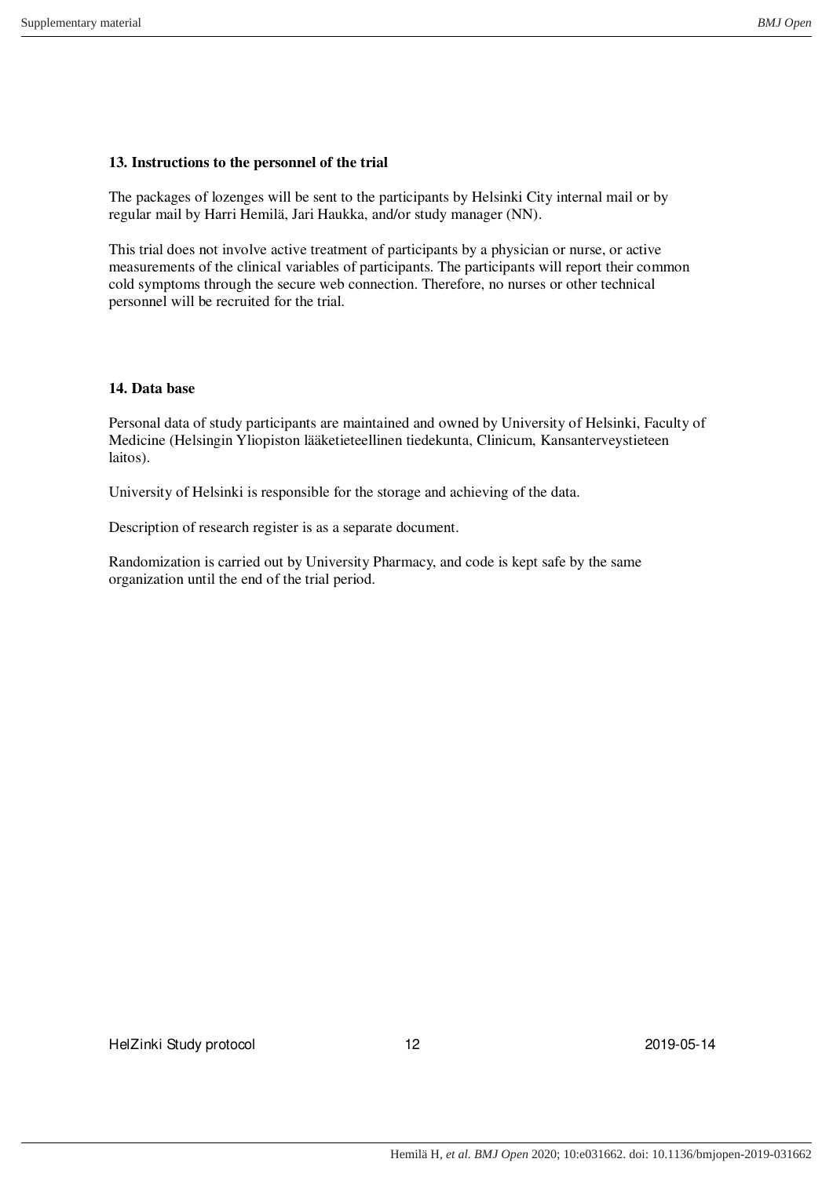## 13. Instructions to the personnel of the trial

The packages of lozenges will be sent to the participants by Helsinki City internal mail or by regular mail by Harri Hemilä, Jari Haukka, and/or study manager (NN).

This trial does not involve active treatment of participants by a physician or nurse, or active measurements of the clinical variables of participants. The participants will report their common cold symptoms through the secure web connection. Therefore, no nurses or other technical personnel will be recruited for the trial.

## 14. Data base

Personal data of study participants are maintained and owned by University of Helsinki, Faculty of Medicine (Helsingin Yliopiston lääketieteellinen tiedekunta, Clinicum, Kansanterveystieteen laitos).

University of Helsinki is responsible for the storage and achieving of the data.

Description of research register is as a separate document.

Randomization is carried out by University Pharmacy, and code is kept safe by the same organization until the end of the trial period.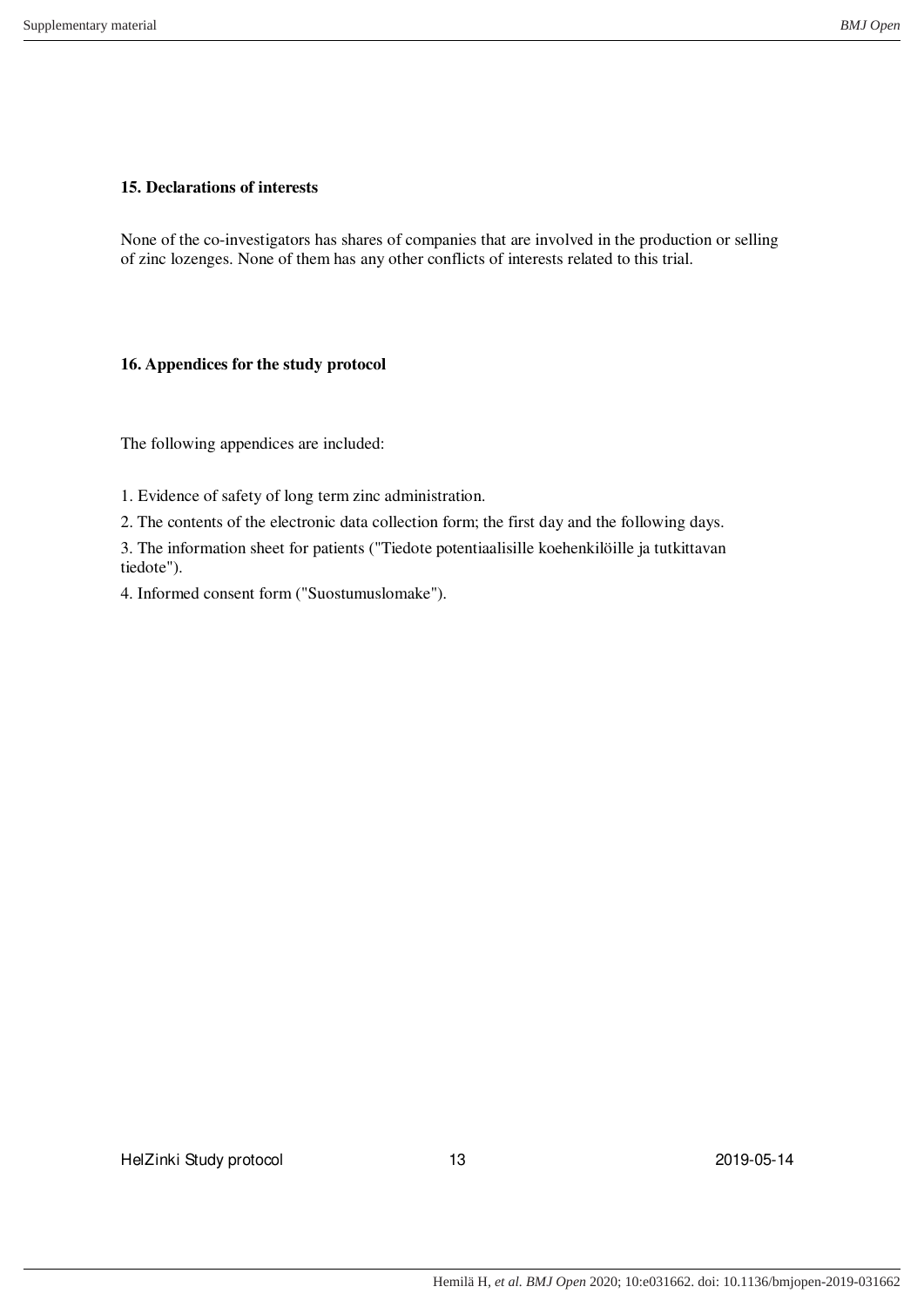**15. Declarations of interests**

None of the co-investigators has shares of companies that are involved in the production or selling of zinc lozenges. None of them has any other conflicts of interests related to this trial.

**16. Appendices for the study protocol**

The following appendices are included:

1. Evidence of safety of long term zinc administration.
2. The contents of the electronic data collection form; the first day and the following days.
3. The information sheet for patients ("Tiedote potentiaalisille koehenkilöille ja tutkittavan tiedote").
4. Informed consent form ("Suostumuslomake").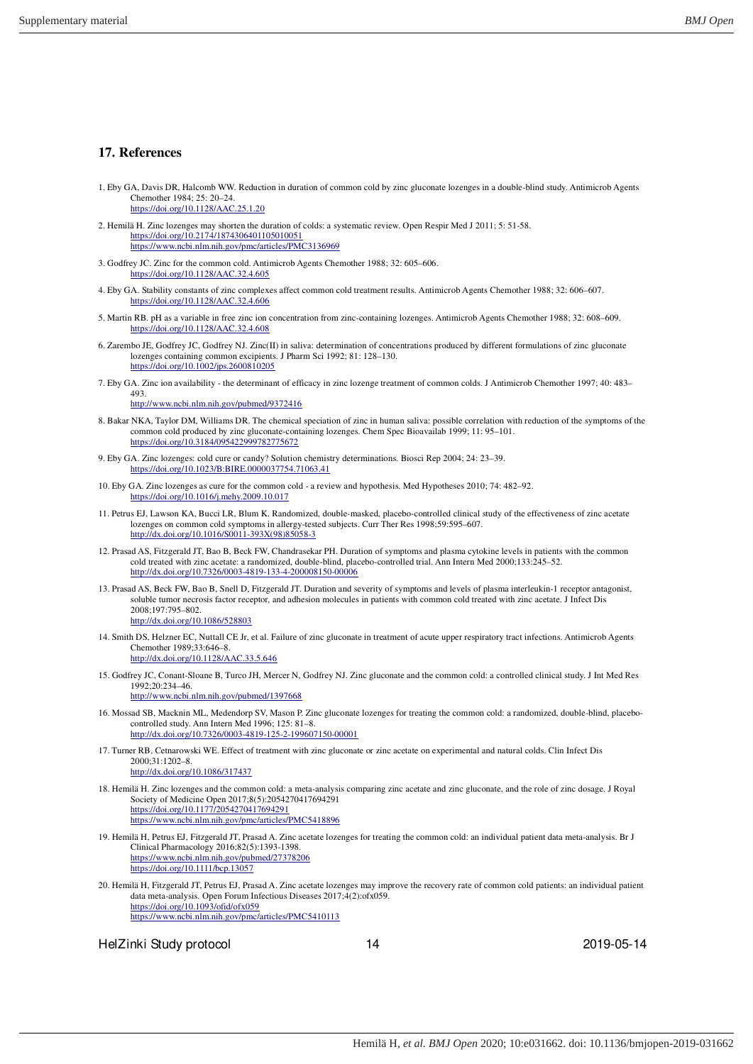## 17. References

1. Eby GA, Davis DR, Halcomb WW. Reduction in duration of common cold by zinc gluconate lozenges in a double-blind study. Antimicrob Agents Chemother 1984; 25: 20–24.
https://doi.org/10.1128/AAC.25.1.20

2. Hemilä H. Zinc lozenges may shorten the duration of colds: a systematic review. Open Respir Med J 2011; 5: 51-58.
https://doi.org/10.2174/1874306401105010051
https://www.ncbi.nlm.nih.gov/pmc/articles/PMC3136969

3. Godfrey JC. Zinc for the common cold. Antimicrob Agents Chemother 1988; 32: 605–606.
https://doi.org/10.1128/AAC.32.4.605

4. Eby GA. Stability constants of zinc complexes affect common cold treatment results. Antimicrob Agents Chemother 1988; 32: 606–607.
https://doi.org/10.1128/AAC.32.4.606

5. Martin RB. pH as a variable in free zinc ion concentration from zinc-containing lozenges. Antimicrob Agents Chemother 1988; 32: 608–609.
https://doi.org/10.1128/AAC.32.4.608

6. Zarembo JE, Godfrey JC, Godfrey NJ. Zinc(II) in saliva: determination of concentrations produced by different formulations of zinc gluconate lozenges containing common excipients. J Pharm Sci 1992; 81: 128–130.
https://doi.org/10.1002/jps.2600810205

7. Eby GA. Zinc ion availability - the determinant of efficacy in zinc lozenge treatment of common colds. J Antimicrob Chemother 1997; 40: 483–493.
http://www.ncbi.nlm.nih.gov/pubmed/9372416

8. Bakar NKA, Taylor DM, Williams DR. The chemical speciation of zinc in human saliva: possible correlation with reduction of the symptoms of the common cold produced by zinc gluconate-containing lozenges. Chem Spec Bioavailab 1999; 11: 95–101.
https://doi.org/10.3184/095422999782775672

9. Eby GA. Zinc lozenges: cold cure or candy? Solution chemistry determinations. Biosci Rep 2004; 24: 23–39.
https://doi.org/10.1023/B:BIRE.0000037754.71063.41

10. Eby GA. Zinc lozenges as cure for the common cold - a review and hypothesis. Med Hypotheses 2010; 74: 482–92.
https://doi.org/10.1016/j.mehy.2009.10.017

11. Petrus EJ, Lawson KA, Bucci LR, Blum K. Randomized, double-masked, placebo-controlled clinical study of the effectiveness of zinc acetate lozenges on common cold symptoms in allergy-tested subjects. Curr Ther Res 1998;59:595–607.
http://dx.doi.org/10.1016/S0011-393X(98)85058-3

12. Prasad AS, Fitzgerald JT, Bao B, Beck FW, Chandrasekar PH. Duration of symptoms and plasma cytokine levels in patients with the common cold treated with zinc acetate: a randomized, double-blind, placebo-controlled trial. Ann Intern Med 2000;133:245–52.
http://dx.doi.org/10.7326/0003-4819-133-4-200008150-00006

13. Prasad AS, Beck FW, Bao B, Snell D, Fitzgerald JT. Duration and severity of symptoms and levels of plasma interleukin-1 receptor antagonist, soluble tumor necrosis factor receptor, and adhesion molecules in patients with common cold treated with zinc acetate. J Infect Dis 2008;197:795–802.
http://dx.doi.org/10.1086/528803

14. Smith DS, Helzner EC, Nuttall CE Jr, et al. Failure of zinc gluconate in treatment of acute upper respiratory tract infections. Antimicrob Agents Chemother 1989;33:646–8.
http://dx.doi.org/10.1128/AAC.33.5.646

15. Godfrey JC, Conant-Sloane B, Turco JH, Mercer N, Godfrey NJ. Zinc gluconate and the common cold: a controlled clinical study. J Int Med Res 1992;20:234–46.
http://www.ncbi.nlm.nih.gov/pubmed/1397668

16. Mossad SB, Macknin ML, Medendorp SV, Mason P. Zinc gluconate lozenges for treating the common cold: a randomized, double-blind, placebo-controlled study. Ann Intern Med 1996; 125: 81–8.
http://dx.doi.org/10.7326/0003-4819-125-2-199607150-00001

17. Turner RB, Cetnarowski WE. Effect of treatment with zinc gluconate or zinc acetate on experimental and natural colds. Clin Infect Dis 2000;31:1202–8.
http://dx.doi.org/10.1086/317437

18. Hemilä H. Zinc lozenges and the common cold: a meta-analysis comparing zinc acetate and zinc gluconate, and the role of zinc dosage. J Royal Society of Medicine Open 2017;8(5):2054270417694291
https://doi.org/10.1177/2054270417694291
https://www.ncbi.nlm.nih.gov/pmc/articles/PMC5418896

19. Hemilä H, Petrus EJ, Fitzgerald JT, Prasad A. Zinc acetate lozenges for treating the common cold: an individual patient data meta-analysis. Br J Clinical Pharmacology 2016;82(5):1393-1398.
https://www.ncbi.nlm.nih.gov/pubmed/27378206
https://doi.org/10.1111/bcp.13057

20. Hemilä H, Fitzgerald JT, Petrus EJ, Prasad A. Zinc acetate lozenges may improve the recovery rate of common cold patients: an individual patient data meta-analysis. Open Forum Infectious Diseases 2017;4(2):ofx059.
https://doi.org/10.1093/ofid/ofx059
https://www.ncbi.nlm.nih.gov/pmc/articles/PMC5410113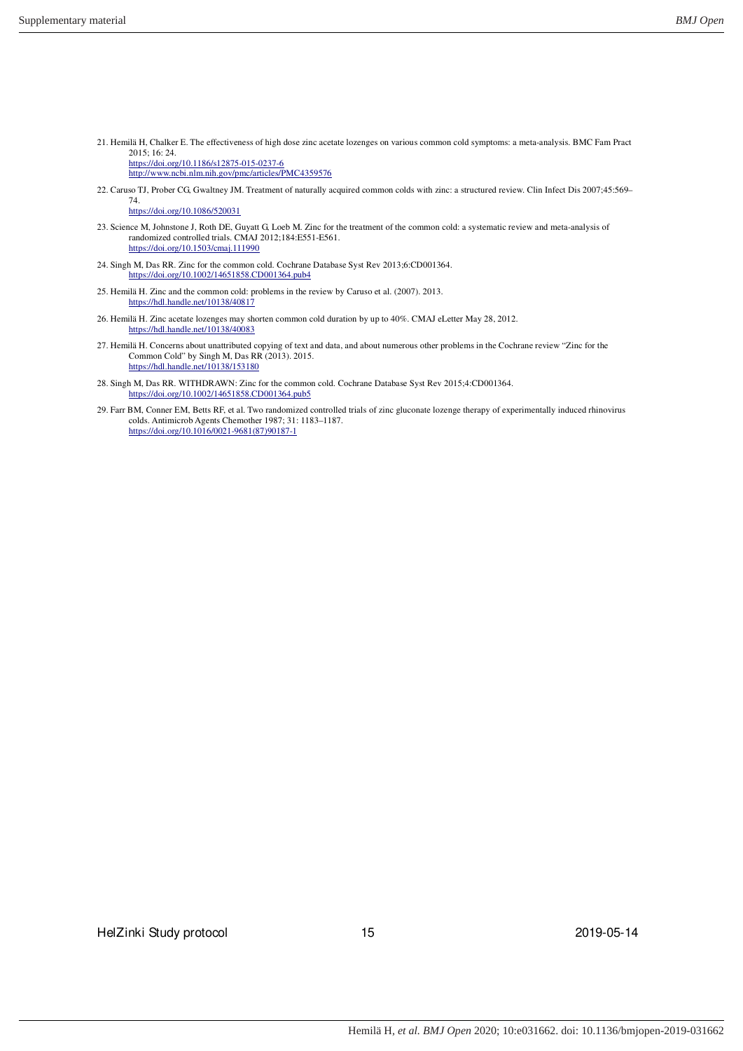21. Hemilä H, Chalker E. The effectiveness of high dose zinc acetate lozenges on various common cold symptoms: a meta-analysis. BMC Fam Pract 2015; 16: 24.
    https://doi.org/10.1186/s12875-015-0237-6
    http://www.ncbi.nlm.nih.gov/pmc/articles/PMC4359576

22. Caruso TJ, Prober CG, Gwaltney JM. Treatment of naturally acquired common colds with zinc: a structured review. Clin Infect Dis 2007;45:569–74.
    https://doi.org/10.1086/520031

23. Science M, Johnstone J, Roth DE, Guyatt G, Loeb M. Zinc for the treatment of the common cold: a systematic review and meta-analysis of randomized controlled trials. CMAJ 2012;184:E551-E561.
    https://doi.org/10.1503/cmaj.111990

24. Singh M, Das RR. Zinc for the common cold. Cochrane Database Syst Rev 2013;6:CD001364.
    https://doi.org/10.1002/14651858.CD001364.pub4

25. Hemilä H. Zinc and the common cold: problems in the review by Caruso et al. (2007). 2013.
    https://hdl.handle.net/10138/40817

26. Hemilä H. Zinc acetate lozenges may shorten common cold duration by up to 40%. CMAJ eLetter May 28, 2012.
    https://hdl.handle.net/10138/40083

27. Hemilä H. Concerns about unattributed copying of text and data, and about numerous other problems in the Cochrane review "Zinc for the Common Cold" by Singh M, Das RR (2013). 2015.
    https://hdl.handle.net/10138/153180

28. Singh M, Das RR. WITHDRAWN: Zinc for the common cold. Cochrane Database Syst Rev 2015;4:CD001364.
    https://doi.org/10.1002/14651858.CD001364.pub5

29. Farr BM, Conner EM, Betts RF, et al. Two randomized controlled trials of zinc gluconate lozenge therapy of experimentally induced rhinovirus colds. Antimicrob Agents Chemother 1987; 31: 1183–1187.
    https://doi.org/10.1016/0021-9681(87)90187-1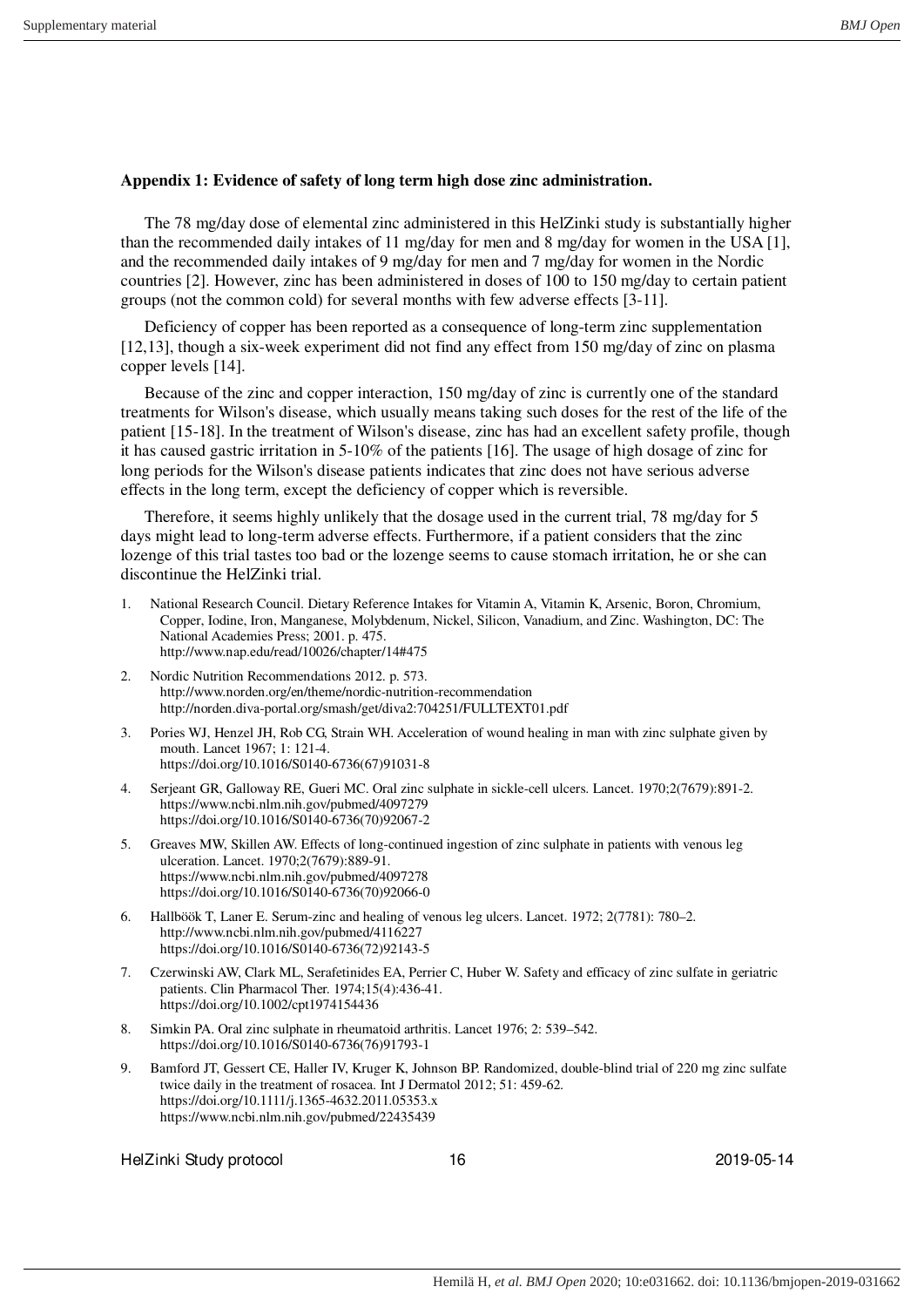**Appendix 1: Evidence of safety of long term high dose zinc administration.**

The 78 mg/day dose of elemental zinc administered in this HelZinki study is substantially higher than the recommended daily intakes of 11 mg/day for men and 8 mg/day for women in the USA [1], and the recommended daily intakes of 9 mg/day for men and 7 mg/day for women in the Nordic countries [2]. However, zinc has been administered in doses of 100 to 150 mg/day to certain patient groups (not the common cold) for several months with few adverse effects [3-11].

Deficiency of copper has been reported as a consequence of long-term zinc supplementation [12,13], though a six-week experiment did not find any effect from 150 mg/day of zinc on plasma copper levels [14].

Because of the zinc and copper interaction, 150 mg/day of zinc is currently one of the standard treatments for Wilson's disease, which usually means taking such doses for the rest of the life of the patient [15-18]. In the treatment of Wilson's disease, zinc has had an excellent safety profile, though it has caused gastric irritation in 5-10% of the patients [16]. The usage of high dosage of zinc for long periods for the Wilson's disease patients indicates that zinc does not have serious adverse effects in the long term, except the deficiency of copper which is reversible.

Therefore, it seems highly unlikely that the dosage used in the current trial, 78 mg/day for 5 days might lead to long-term adverse effects. Furthermore, if a patient considers that the zinc lozenge of this trial tastes too bad or the lozenge seems to cause stomach irritation, he or she can discontinue the HelZinki trial.

1. National Research Council. Dietary Reference Intakes for Vitamin A, Vitamin K, Arsenic, Boron, Chromium, Copper, Iodine, Iron, Manganese, Molybdenum, Nickel, Silicon, Vanadium, and Zinc. Washington, DC: The National Academies Press; 2001. p. 475. http://www.nap.edu/read/10026/chapter/14#475
2. Nordic Nutrition Recommendations 2012. p. 573. http://www.norden.org/en/theme/nordic-nutrition-recommendation http://norden.diva-portal.org/smash/get/diva2:704251/FULLTEXT01.pdf
3. Pories WJ, Henzel JH, Rob CG, Strain WH. Acceleration of wound healing in man with zinc sulphate given by mouth. Lancet 1967; 1: 121-4. https://doi.org/10.1016/S0140-6736(67)91031-8
4. Serjeant GR, Galloway RE, Gueri MC. Oral zinc sulphate in sickle-cell ulcers. Lancet. 1970;2(7679):891-2. https://www.ncbi.nlm.nih.gov/pubmed/4097279 https://doi.org/10.1016/S0140-6736(70)92067-2
5. Greaves MW, Skillen AW. Effects of long-continued ingestion of zinc sulphate in patients with venous leg ulceration. Lancet. 1970;2(7679):889-91. https://www.ncbi.nlm.nih.gov/pubmed/4097278 https://doi.org/10.1016/S0140-6736(70)92066-0
6. Hallböök T, Laner E. Serum-zinc and healing of venous leg ulcers. Lancet. 1972; 2(7781): 780–2. http://www.ncbi.nlm.nih.gov/pubmed/4116227 https://doi.org/10.1016/S0140-6736(72)92143-5
7. Czerwinski AW, Clark ML, Serafetinides EA, Perrier C, Huber W. Safety and efficacy of zinc sulfate in geriatric patients. Clin Pharmacol Ther. 1974;15(4):436-41. https://doi.org/10.1002/cpt1974154436
8. Simkin PA. Oral zinc sulphate in rheumatoid arthritis. Lancet 1976; 2: 539–542. https://doi.org/10.1016/S0140-6736(76)91793-1
9. Bamford JT, Gessert CE, Haller IV, Kruger K, Johnson BP. Randomized, double-blind trial of 220 mg zinc sulfate twice daily in the treatment of rosacea. Int J Dermatol 2012; 51: 459-62. https://doi.org/10.1111/j.1365-4632.2011.05353.x https://www.ncbi.nlm.nih.gov/pubmed/22435439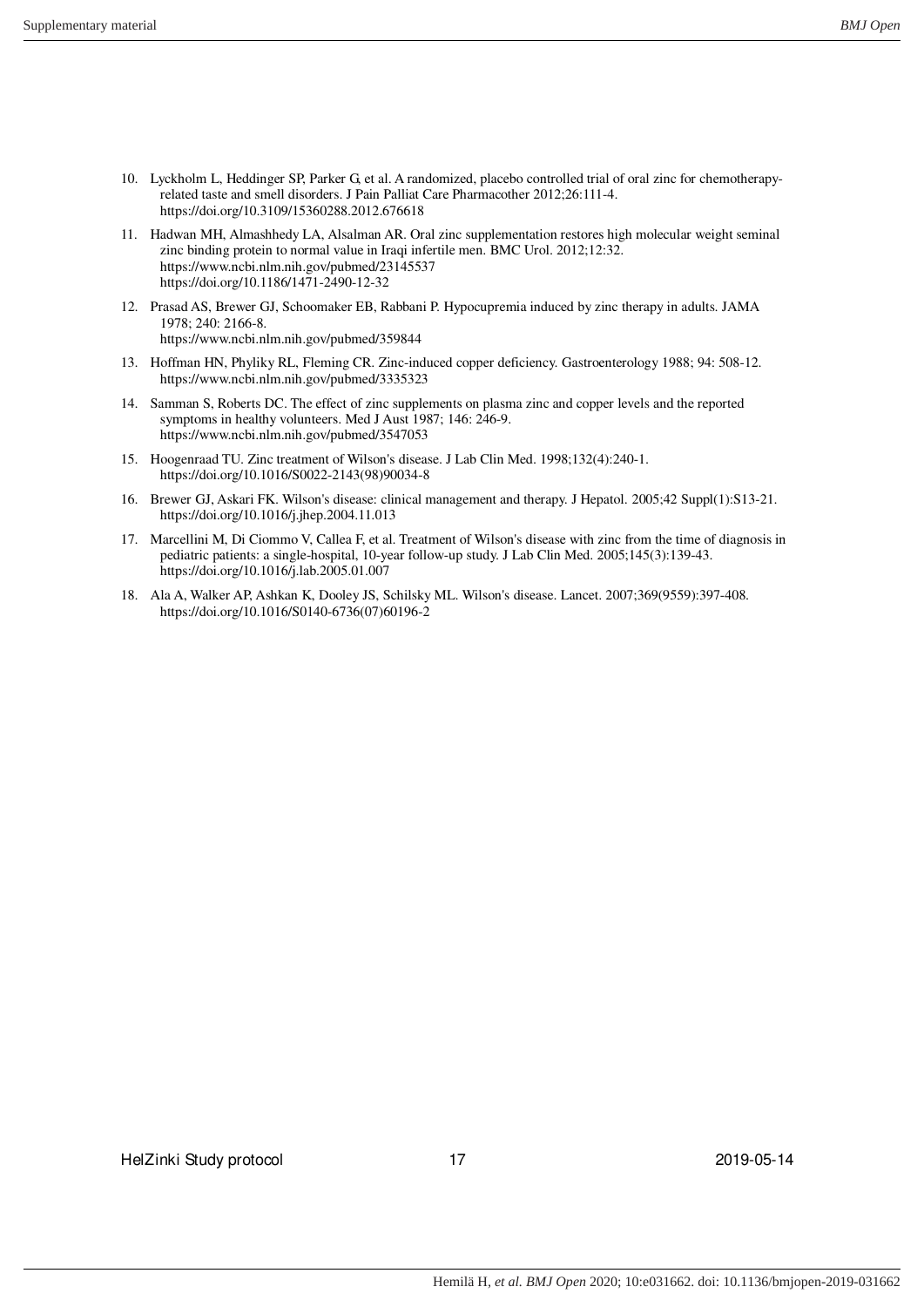10. Lyckholm L, Heddinger SP, Parker G, et al. A randomized, placebo controlled trial of oral zinc for chemotherapy-related taste and smell disorders. J Pain Palliat Care Pharmacother 2012;26:111-4. https://doi.org/10.3109/15360288.2012.676618

11. Hadwan MH, Almashhedy LA, Alsalman AR. Oral zinc supplementation restores high molecular weight seminal zinc binding protein to normal value in Iraqi infertile men. BMC Urol. 2012;12:32. https://www.ncbi.nlm.nih.gov/pubmed/23145537 https://doi.org/10.1186/1471-2490-12-32

12. Prasad AS, Brewer GJ, Schoomaker EB, Rabbani P. Hypocupremia induced by zinc therapy in adults. JAMA 1978; 240: 2166-8. https://www.ncbi.nlm.nih.gov/pubmed/359844

13. Hoffman HN, Phyliky RL, Fleming CR. Zinc-induced copper deficiency. Gastroenterology 1988; 94: 508-12. https://www.ncbi.nlm.nih.gov/pubmed/3335323

14. Samman S, Roberts DC. The effect of zinc supplements on plasma zinc and copper levels and the reported symptoms in healthy volunteers. Med J Aust 1987; 146: 246-9. https://www.ncbi.nlm.nih.gov/pubmed/3547053

15. Hoogenraad TU. Zinc treatment of Wilson's disease. J Lab Clin Med. 1998;132(4):240-1. https://doi.org/10.1016/S0022-2143(98)90034-8

16. Brewer GJ, Askari FK. Wilson's disease: clinical management and therapy. J Hepatol. 2005;42 Suppl(1):S13-21. https://doi.org/10.1016/j.jhep.2004.11.013

17. Marcellini M, Di Ciommo V, Callea F, et al. Treatment of Wilson's disease with zinc from the time of diagnosis in pediatric patients: a single-hospital, 10-year follow-up study. J Lab Clin Med. 2005;145(3):139-43. https://doi.org/10.1016/j.lab.2005.01.007

18. Ala A, Walker AP, Ashkan K, Dooley JS, Schilsky ML. Wilson's disease. Lancet. 2007;369(9559):397-408. https://doi.org/10.1016/S0140-6736(07)60196-2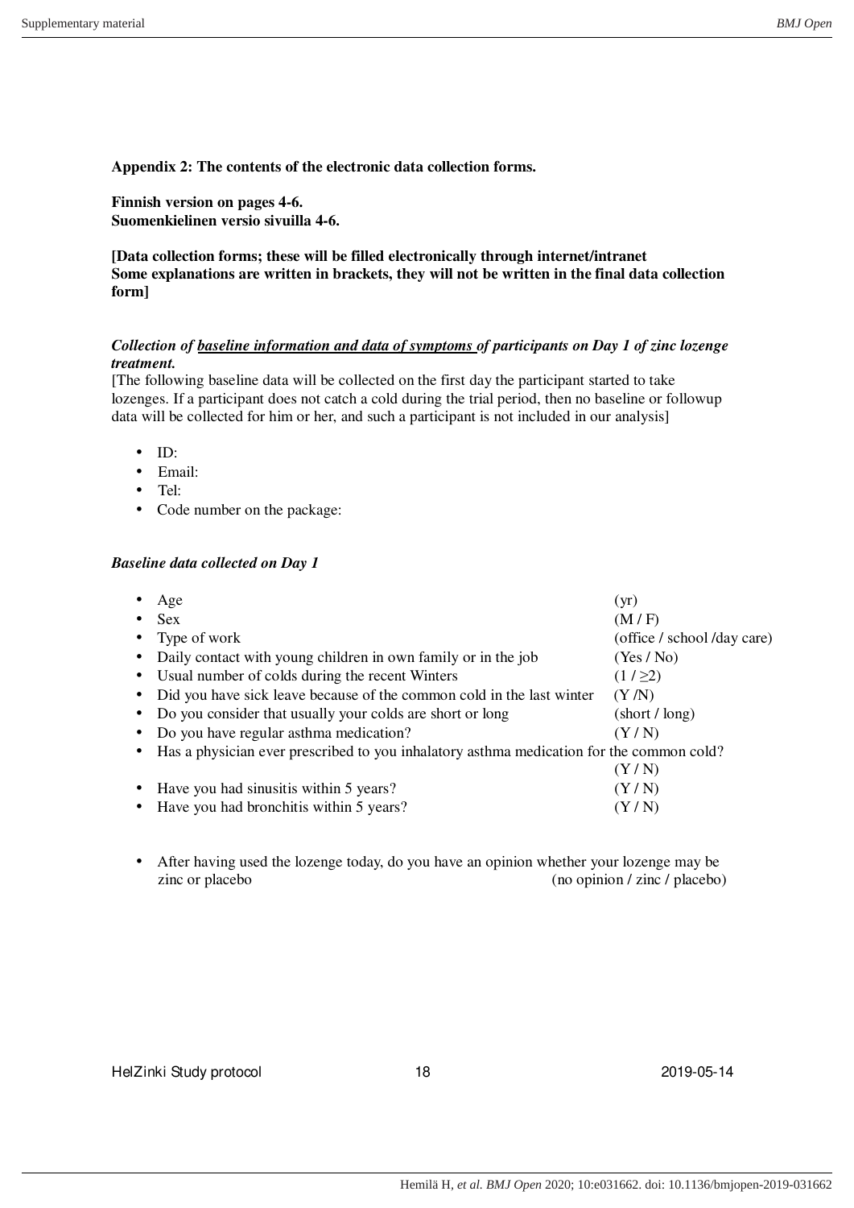**Appendix 2: The contents of the electronic data collection forms.**

**Finnish version on pages 4-6.**
**Suomenkielinen versio sivuilla 4-6.**

**[Data collection forms; these will be filled electronically through internet/intranet**
**Some explanations are written in brackets, they will not be written in the final data collection form]**

***Collection of <u>baseline information and data of symptoms</u> of participants on Day 1 of zinc lozenge treatment.***

[The following baseline data will be collected on the first day the participant started to take lozenges. If a participant does not catch a cold during the trial period, then no baseline or followup data will be collected for him or her, and such a participant is not included in our analysis]

- ID:
- Email:
- Tel:
- Code number on the package:

***Baseline data collected on Day 1***

- Age (yr)
- Sex (M / F)
- Type of work (office / school /day care)
- Daily contact with young children in own family or in the job (Yes / No)
- Usual number of colds during the recent Winters (1 / ≥2)
- Did you have sick leave because of the common cold in the last winter (Y /N)
- Do you consider that usually your colds are short or long (short / long)
- Do you have regular asthma medication? (Y / N)
- Has a physician ever prescribed to you inhalatory asthma medication for the common cold? (Y / N)
- Have you had sinusitis within 5 years? (Y / N)
- Have you had bronchitis within 5 years? (Y / N)

- After having used the lozenge today, do you have an opinion whether your lozenge may be zinc or placebo (no opinion / zinc / placebo)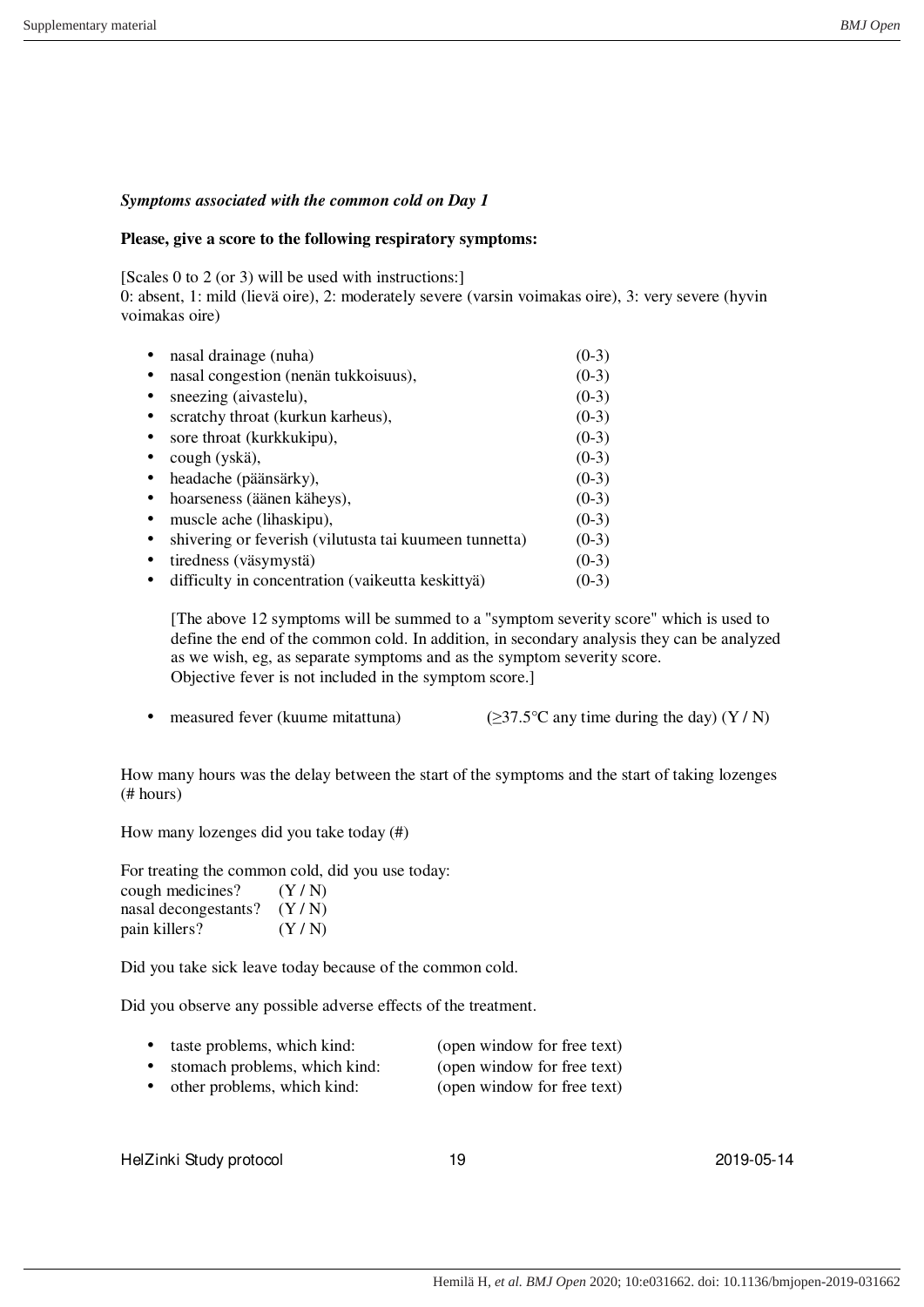***Symptoms associated with the common cold on Day 1***

**Please, give a score to the following respiratory symptoms:**

[Scales 0 to 2 (or 3) will be used with instructions:]
0: absent, 1: mild (lievä oire), 2: moderately severe (varsin voimakas oire), 3: very severe (hyvin voimakas oire)

- nasal drainage (nuha) (0-3)
- nasal congestion (nenän tukkoisuus), (0-3)
- sneezing (aivastelu), (0-3)
- scratchy throat (kurkun karheus), (0-3)
- sore throat (kurkkukipu), (0-3)
- cough (yskä), (0-3)
- headache (päänsärky), (0-3)
- hoarseness (äänen käheys), (0-3)
- muscle ache (lihaskipu), (0-3)
- shivering or feverish (vilutusta tai kuumeen tunnetta) (0-3)
- tiredness (väsymystä) (0-3)
- difficulty in concentration (vaikeutta keskittyä) (0-3)

  [The above 12 symptoms will be summed to a "symptom severity score" which is used to define the end of the common cold. In addition, in secondary analysis they can be analyzed as we wish, eg, as separate symptoms and as the symptom severity score. Objective fever is not included in the symptom score.]

- measured fever (kuume mitattuna) (≥37.5°C any time during the day) (Y / N)

How many hours was the delay between the start of the symptoms and the start of taking lozenges (# hours)

How many lozenges did you take today (#)

For treating the common cold, did you use today:
cough medicines? (Y / N)
nasal decongestants? (Y / N)
pain killers? (Y / N)

Did you take sick leave today because of the common cold.

Did you observe any possible adverse effects of the treatment.

- taste problems, which kind: (open window for free text)
- stomach problems, which kind: (open window for free text)
- other problems, which kind: (open window for free text)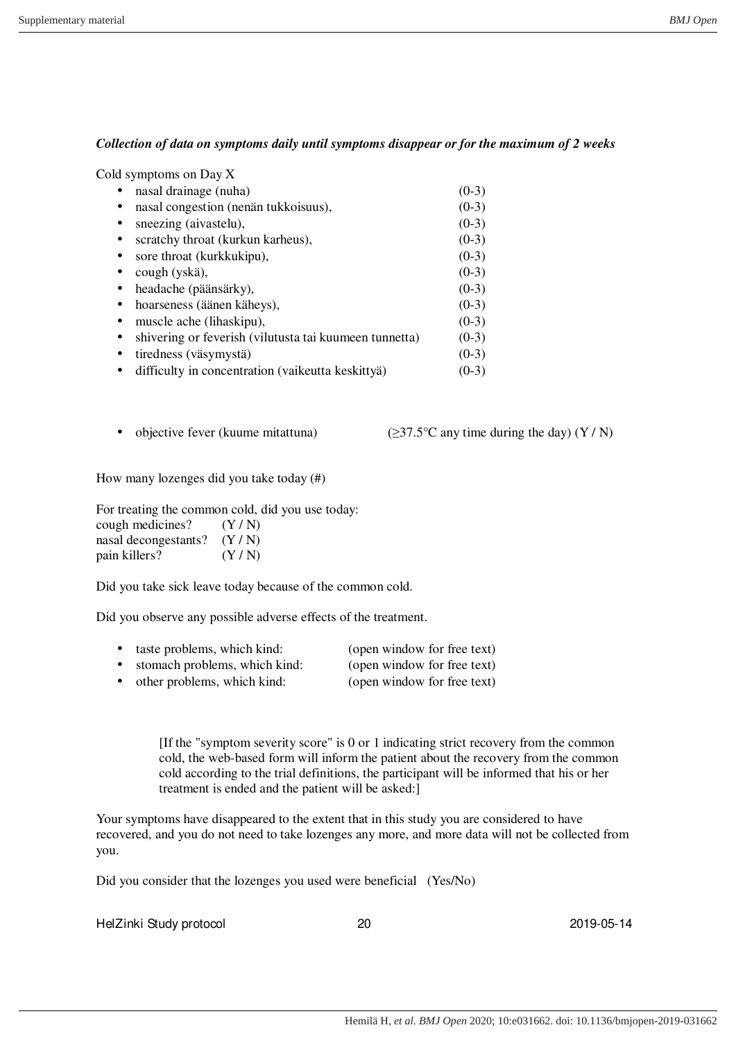***Collection of data on symptoms daily until symptoms disappear or for the maximum of 2 weeks***

Cold symptoms on Day X

- nasal drainage (nuha) (0-3)
- nasal congestion (nenän tukkoisuus), (0-3)
- sneezing (aivastelu), (0-3)
- scratchy throat (kurkun karheus), (0-3)
- sore throat (kurkkukipu), (0-3)
- cough (yskä), (0-3)
- headache (päänsärky), (0-3)
- hoarseness (äänen käheys), (0-3)
- muscle ache (lihaskipu), (0-3)
- shivering or feverish (vilutusta tai kuumeen tunnetta) (0-3)
- tiredness (väsymystä) (0-3)
- difficulty in concentration (vaikeutta keskittyä) (0-3)

- objective fever (kuume mitattuna) (≥37.5°C any time during the day) (Y / N)

How many lozenges did you take today (#)

For treating the common cold, did you use today:
cough medicines? (Y / N)
nasal decongestants? (Y / N)
pain killers? (Y / N)

Did you take sick leave today because of the common cold.

Did you observe any possible adverse effects of the treatment.

- taste problems, which kind: (open window for free text)
- stomach problems, which kind: (open window for free text)
- other problems, which kind: (open window for free text)

[If the "symptom severity score" is 0 or 1 indicating strict recovery from the common cold, the web-based form will inform the patient about the recovery from the common cold according to the trial definitions, the participant will be informed that his or her treatment is ended and the patient will be asked:]

Your symptoms have disappeared to the extent that in this study you are considered to have recovered, and you do not need to take lozenges any more, and more data will not be collected from you.

Did you consider that the lozenges you used were beneficial (Yes/No)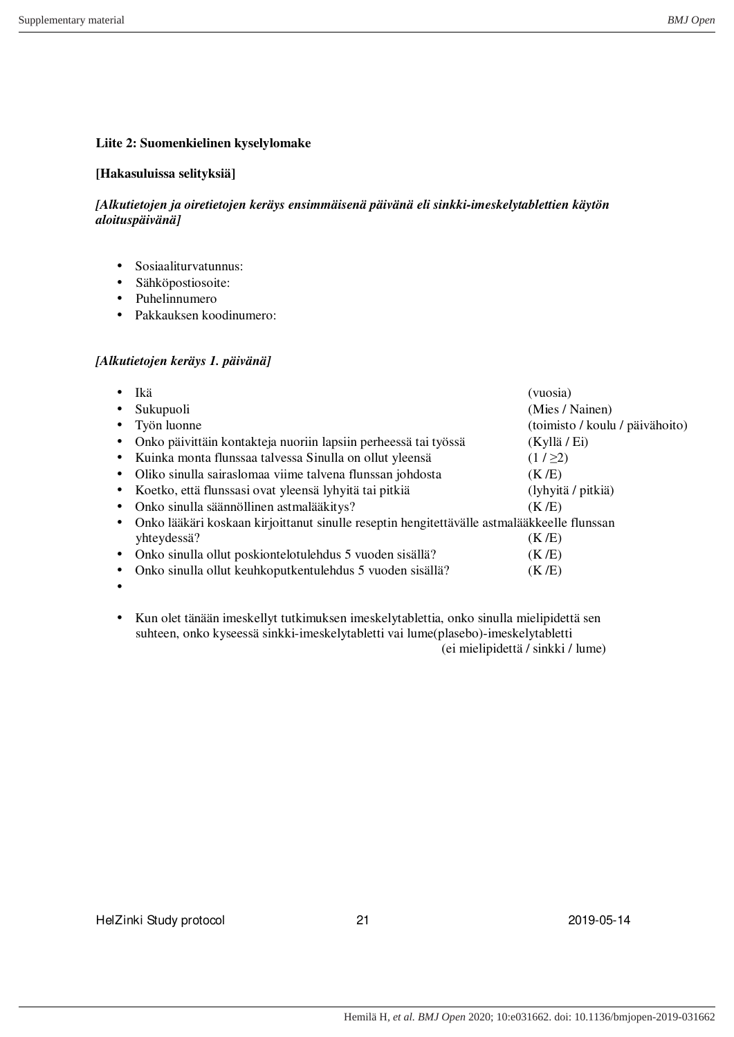**Liite 2: Suomenkielinen kyselylomake**

**[Hakasuluissa selityksiä]**

***[Alkutietojen ja oiretietojen keräys ensimmäisenä päivänä eli sinkki-imeskelytablettien käytön aloituspäivänä]***

- Sosiaaliturvatunnus:
- Sähköpostiosoite:
- Puhelinnumero
- Pakkauksen koodinumero:

***[Alkutietojen keräys 1. päivänä]***

- Ikä (vuosia)
- Sukupuoli (Mies / Nainen)
- Työn luonne (toimisto / koulu / päivähoito)
- Onko päivittäin kontakteja nuoriin lapsiin perheessä tai työssä (Kyllä / Ei)
- Kuinka monta flunssaa talvessa Sinulla on ollut yleensä (1 / ≥2)
- Oliko sinulla sairaslomaa viime talvena flunssan johdosta (K /E)
- Koetko, että flunssasi ovat yleensä lyhyitä tai pitkiä (lyhyitä / pitkiä)
- Onko sinulla säännöllinen astmalääkitys? (K /E)
- Onko lääkäri koskaan kirjoittanut sinulle reseptin hengitettävälle astmalääkkeelle flunssan yhteydessä? (K /E)
- Onko sinulla ollut poskiontelotulehdus 5 vuoden sisällä? (K /E)
- Onko sinulla ollut keuhkoputkentulehdus 5 vuoden sisällä? (K /E)
- 

- Kun olet tänään imeskellyt tutkimuksen imeskelytablettia, onko sinulla mielipidettä sen suhteen, onko kyseessä sinkki-imeskelytabletti vai lume(plasebo)-imeskelytabletti (ei mielipidettä / sinkki / lume)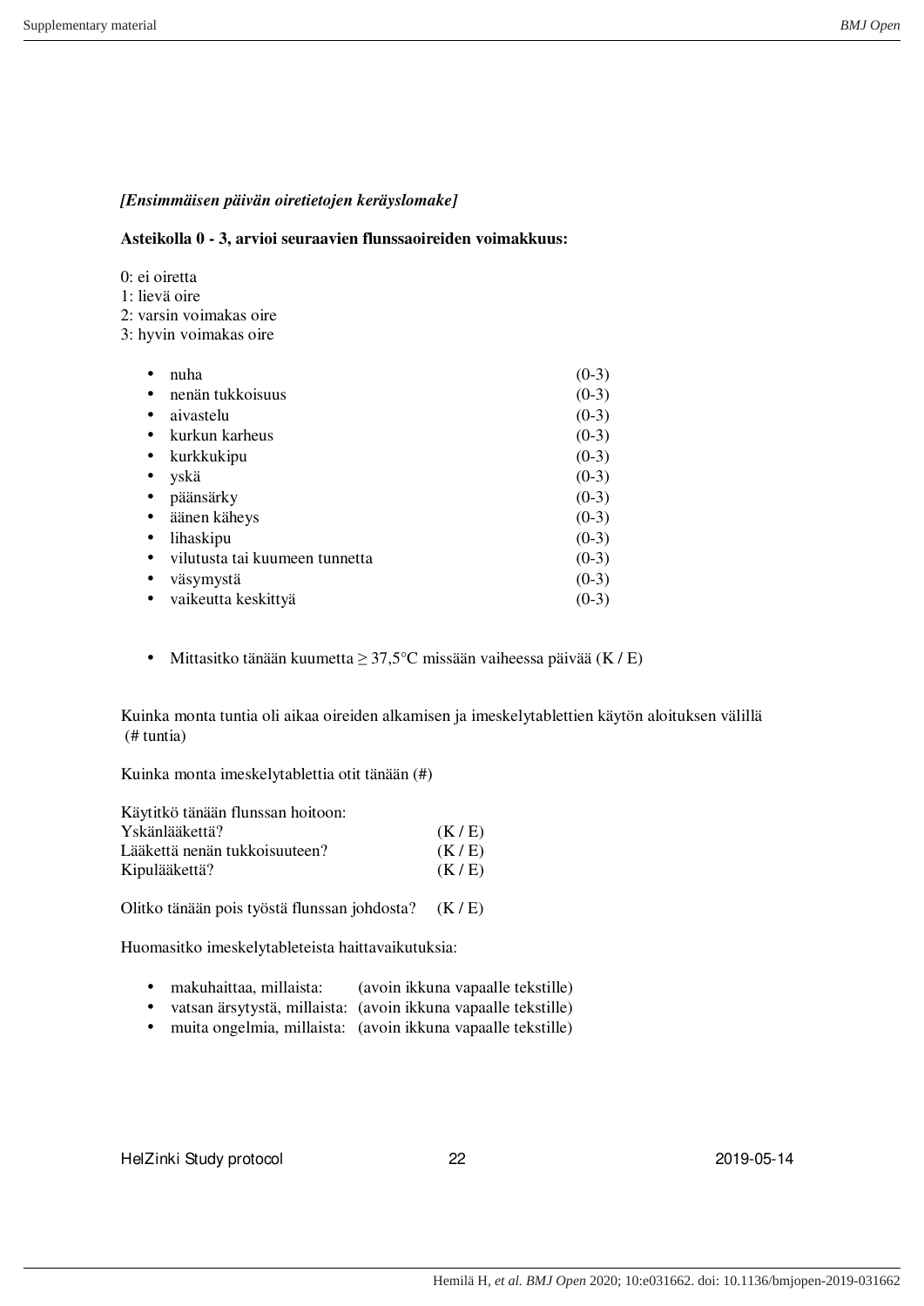***[Ensimmäisen päivän oiretietojen keräyslomake]***

**Asteikolla 0 - 3, arvioi seuraavien flunssaoireiden voimakkuus:**

0: ei oiretta
1: lievä oire
2: varsin voimakas oire
3: hyvin voimakas oire

- nuha (0-3)
- nenän tukkoisuus (0-3)
- aivastelu (0-3)
- kurkun karheus (0-3)
- kurkkukipu (0-3)
- yskä (0-3)
- päänsärky (0-3)
- äänen käheys (0-3)
- lihaskipu (0-3)
- vilutusta tai kuumeen tunnetta (0-3)
- väsymystä (0-3)
- vaikeutta keskittyä (0-3)

- Mittasitko tänään kuumetta ≥ 37,5°C missään vaiheessa päivää (K / E)

Kuinka monta tuntia oli aikaa oireiden alkamisen ja imeskelytablettien käytön aloituksen välillä (# tuntia)

Kuinka monta imeskelytablettia otit tänään (#)

Käytitkö tänään flunssan hoitoon:
Yskänlääkettä? (K / E)
Lääkettä nenän tukkoisuuteen? (K / E)
Kipulääkettä? (K / E)

Olitko tänään pois työstä flunssan johdosta? (K / E)

Huomasitko imeskelytableteista haittavaikutuksia:

- makuhaittaa, millaista: (avoin ikkuna vapaalle tekstille)
- vatsan ärsytystä, millaista: (avoin ikkuna vapaalle tekstille)
- muita ongelmia, millaista: (avoin ikkuna vapaalle tekstille)

HelZinki Study protocol 22 2019-05-14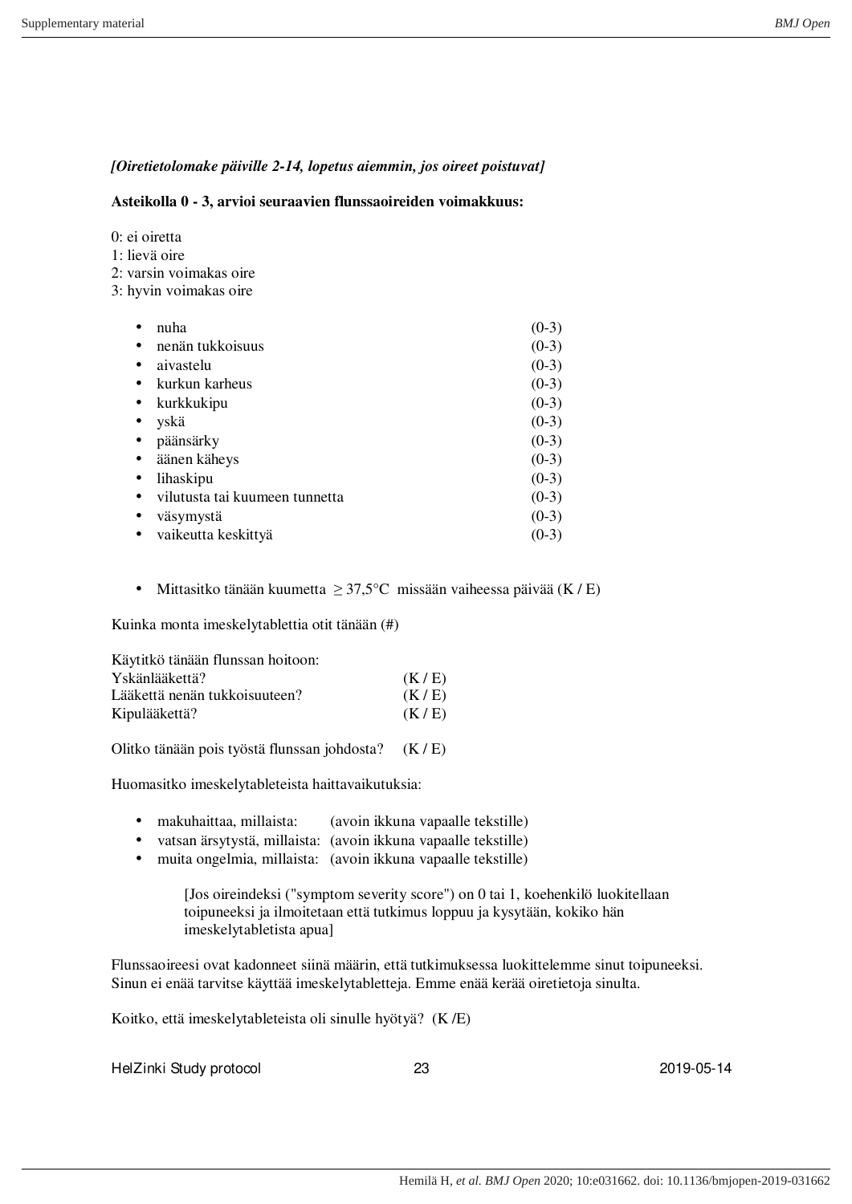*[Oiretietolomake päiville 2-14, lopetus aiemmin, jos oireet poistuvat]*

**Asteikolla 0 - 3, arvioi seuraavien flunssaoireiden voimakkuus:**

0: ei oiretta
1: lievä oire
2: varsin voimakas oire
3: hyvin voimakas oire

- nuha (0-3)
- nenän tukkoisuus (0-3)
- aivastelu (0-3)
- kurkun karheus (0-3)
- kurkkukipu (0-3)
- yskä (0-3)
- päänsärky (0-3)
- äänen käheys (0-3)
- lihaskipu (0-3)
- vilutusta tai kuumeen tunnetta (0-3)
- väsymystä (0-3)
- vaikeutta keskittyä (0-3)

- Mittasitko tänään kuumetta ≥ 37,5°C missään vaiheessa päivää (K / E)

Kuinka monta imeskelytablettia otit tänään (#)

Käytitkö tänään flunssan hoitoon:
Yskänlääkettä? (K / E)
Lääkettä nenän tukkoisuuteen? (K / E)
Kipulääkettä? (K / E)

Olitko tänään pois työstä flunssan johdosta? (K / E)

Huomasitko imeskelytableteista haittavaikutuksia:

- makuhaittaa, millaista: (avoin ikkuna vapaalle tekstille)
- vatsan ärsytystä, millaista: (avoin ikkuna vapaalle tekstille)
- muita ongelmia, millaista: (avoin ikkuna vapaalle tekstille)

[Jos oireindeksi ("symptom severity score") on 0 tai 1, koehenkilö luokitellaan toipuneeksi ja ilmoitetaan että tutkimus loppuu ja kysytään, kokiko hän imeskelytabletista apua]

Flunssaoireesi ovat kadonneet siinä määrin, että tutkimuksessa luokittelemme sinut toipuneeksi. Sinun ei enää tarvitse käyttää imeskelytabletteja. Emme enää kerää oiretietoja sinulta.

Koitko, että imeskelytableteista oli sinulle hyötyä? (K /E)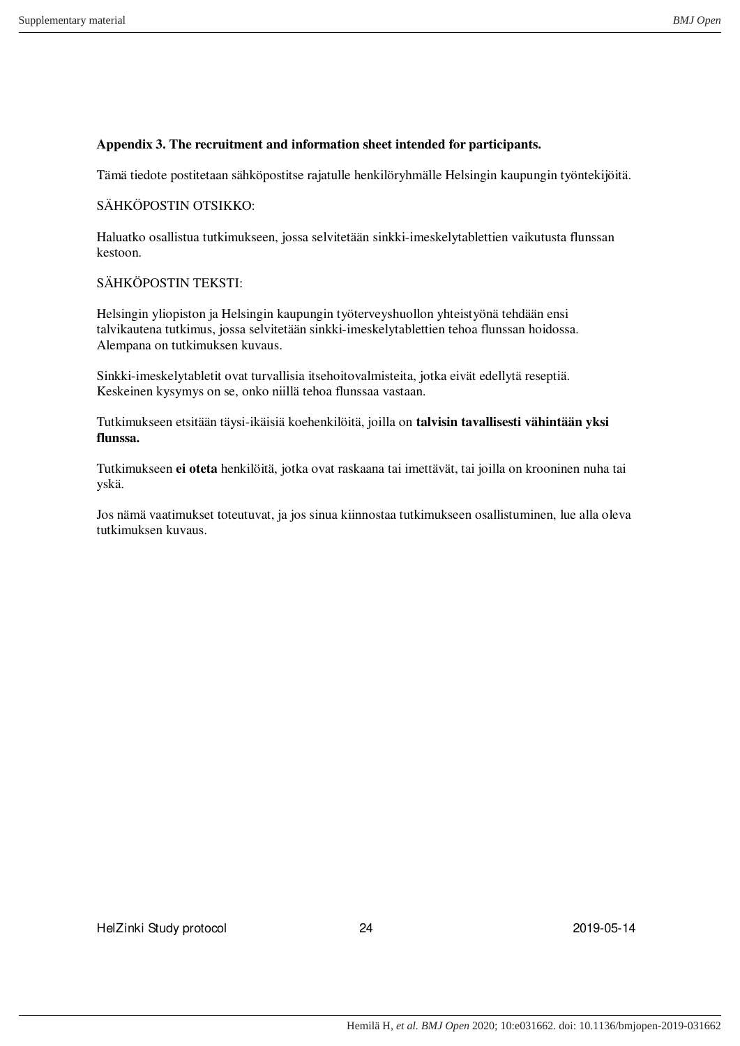**Appendix 3. The recruitment and information sheet intended for participants.**

Tämä tiedote postitetaan sähköpostitse rajatulle henkilöryhmälle Helsingin kaupungin työntekijöitä.

SÄHKÖPOSTIN OTSIKKO:

Haluatko osallistua tutkimukseen, jossa selvitetään sinkki-imeskelytablettien vaikutusta flunssan kestoon.

SÄHKÖPOSTIN TEKSTI:

Helsingin yliopiston ja Helsingin kaupungin työterveyshuollon yhteistyönä tehdään ensi talvikautena tutkimus, jossa selvitetään sinkki-imeskelytablettien tehoa flunssan hoidossa. Alempana on tutkimuksen kuvaus.

Sinkki-imeskelytabletit ovat turvallisia itsehoitovalmisteita, jotka eivät edellytä reseptiä. Keskeinen kysymys on se, onko niillä tehoa flunssaa vastaan.

Tutkimukseen etsitään täysi-ikäisiä koehenkilöitä, joilla on **talvisin tavallisesti vähintään yksi flunssa.**

Tutkimukseen **ei oteta** henkilöitä, jotka ovat raskaana tai imettävät, tai joilla on krooninen nuha tai yskä.

Jos nämä vaatimukset toteutuvat, ja jos sinua kiinnostaa tutkimukseen osallistuminen, lue alla oleva tutkimuksen kuvaus.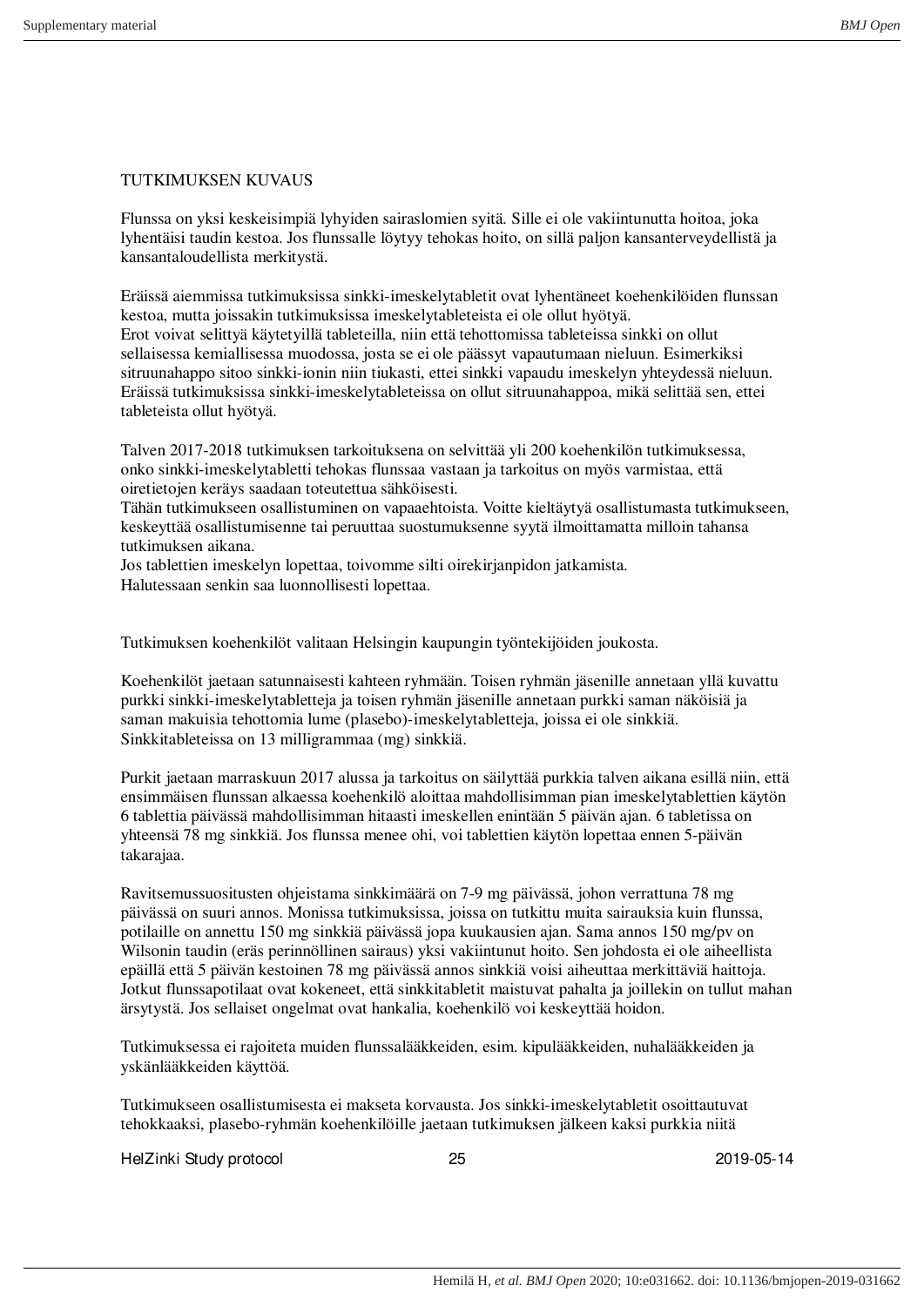TUTKIMUKSEN KUVAUS

Flunssa on yksi keskeisimpiä lyhyiden sairaslomien syitä. Sille ei ole vakiintunutta hoitoa, joka lyhentäisi taudin kestoa. Jos flunssalle löytyy tehokas hoito, on sillä paljon kansanterveydellistä ja kansantaloudellista merkitystä.

Eräissä aiemmissa tutkimuksissa sinkki-imeskelytabletit ovat lyhentäneet koehenkilöiden flunssan kestoa, mutta joissakin tutkimuksissa imeskelytableteista ei ole ollut hyötyä.
Erot voivat selittyä käytetyillä tableteilla, niin että tehottomissa tableteissa sinkki on ollut sellaisessa kemiallisessa muodossa, josta se ei ole päässyt vapautumaan nieluun. Esimerkiksi sitruunahappo sitoo sinkki-ionin niin tiukasti, ettei sinkki vapaudu imeskelyn yhteydessä nieluun. Eräissä tutkimuksissa sinkki-imeskelytableteissa on ollut sitruunahappoa, mikä selittää sen, ettei tableteista ollut hyötyä.

Talven 2017-2018 tutkimuksen tarkoituksena on selvittää yli 200 koehenkilön tutkimuksessa, onko sinkki-imeskelytabletti tehokas flunssaa vastaan ja tarkoitus on myös varmistaa, että oiretietojen keräys saadaan toteutettua sähköisesti.
Tähän tutkimukseen osallistuminen on vapaaehtoista. Voitte kieltäytyä osallistumasta tutkimukseen, keskeyttää osallistumisenne tai peruuttaa suostumuksenne syytä ilmoittamatta milloin tahansa tutkimuksen aikana.
Jos tablettien imeskelyn lopettaa, toivomme silti oirekirjanpidon jatkamista.
Halutessaan senkin saa luonnollisesti lopettaa.

Tutkimuksen koehenkilöt valitaan Helsingin kaupungin työntekijöiden joukosta.

Koehenkilöt jaetaan satunnaisesti kahteen ryhmään. Toisen ryhmän jäsenille annetaan yllä kuvattu purkki sinkki-imeskelytabletteja ja toisen ryhmän jäsenille annetaan purkki saman näköisiä ja saman makuisia tehottomia lume (plasebo)-imeskelytabletteja, joissa ei ole sinkkiä. Sinkkitableteissa on 13 milligrammaa (mg) sinkkiä.

Purkit jaetaan marraskuun 2017 alussa ja tarkoitus on säilyttää purkkia talven aikana esillä niin, että ensimmäisen flunssan alkaessa koehenkilö aloittaa mahdollisimman pian imeskelytablettien käytön 6 tablettia päivässä mahdollisimman hitaasti imeskellen enintään 5 päivän ajan. 6 tabletissa on yhteensä 78 mg sinkkiä. Jos flunssa menee ohi, voi tablettien käytön lopettaa ennen 5-päivän takarajaa.

Ravitsemussuositusten ohjeistama sinkkimäärä on 7-9 mg päivässä, johon verrattuna 78 mg päivässä on suuri annos. Monissa tutkimuksissa, joissa on tutkittu muita sairauksia kuin flunssa, potilaille on annettu 150 mg sinkkiä päivässä jopa kuukausien ajan. Sama annos 150 mg/pv on Wilsonin taudin (eräs perinnöllinen sairaus) yksi vakiintunut hoito. Sen johdosta ei ole aiheellista epäillä että 5 päivän kestoinen 78 mg päivässä annos sinkkiä voisi aiheuttaa merkittäviä haittoja. Jotkut flunssapotilaat ovat kokeneet, että sinkkitabletit maistuvat pahalta ja joillekin on tullut mahan ärsytystä. Jos sellaiset ongelmat ovat hankalia, koehenkilö voi keskeyttää hoidon.

Tutkimuksessa ei rajoiteta muiden flunssalääkkeiden, esim. kipulääkkeiden, nuhalääkkeiden ja yskänlääkkeiden käyttöä.

Tutkimukseen osallistumisesta ei makseta korvausta. Jos sinkki-imeskelytabletit osoittautuvat tehokkaaksi, plasebo-ryhmän koehenkilöille jaetaan tutkimuksen jälkeen kaksi purkkia niitä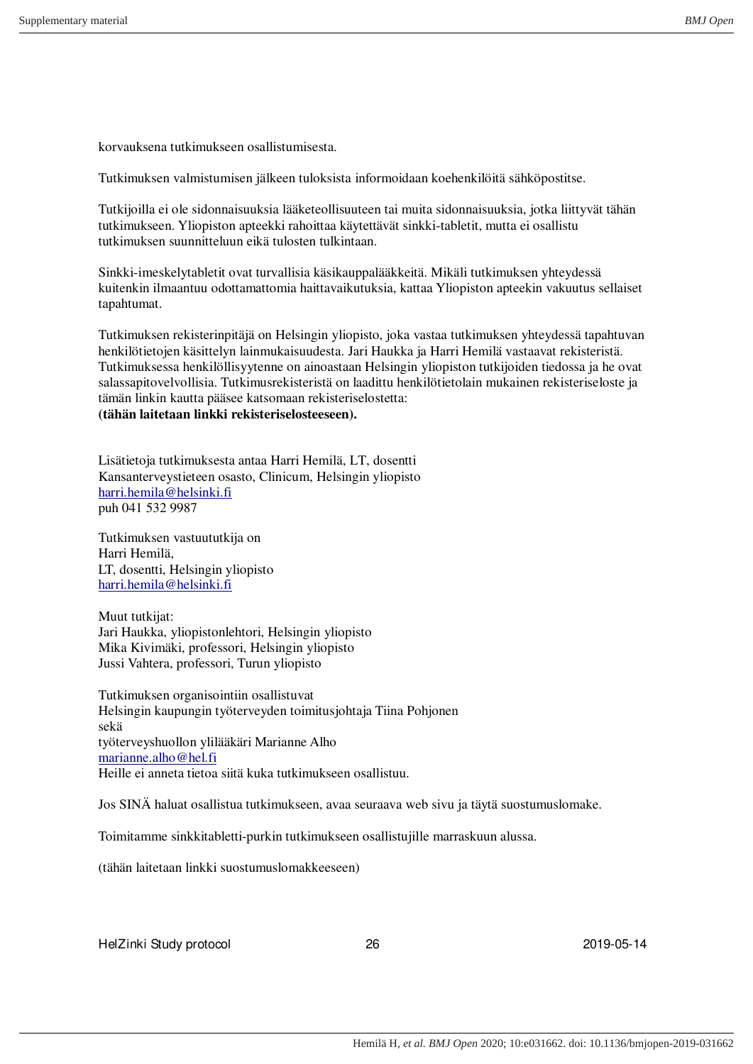korvauksena tutkimukseen osallistumisesta.

Tutkimuksen valmistumisen jälkeen tuloksista informoidaan koehenkilöitä sähköpostitse.

Tutkijoilla ei ole sidonnaisuuksia lääketeollisuuteen tai muita sidonnaisuuksia, jotka liittyvät tähän tutkimukseen. Yliopiston apteekki rahoittaa käytettävät sinkki-tabletit, mutta ei osallistu tutkimuksen suunnitteluun eikä tulosten tulkintaan.

Sinkki-imeskelytabletit ovat turvallisia käsikauppalääkkeitä. Mikäli tutkimuksen yhteydessä kuitenkin ilmaantuu odottamattomia haittavaikutuksia, kattaa Yliopiston apteekin vakuutus sellaiset tapahtumat.

Tutkimuksen rekisterinpitäjä on Helsingin yliopisto, joka vastaa tutkimuksen yhteydessä tapahtuvan henkilötietojen käsittelyn lainmukaisuudesta. Jari Haukka ja Harri Hemilä vastaavat rekisteristä. Tutkimuksessa henkilöllisyytenne on ainoastaan Helsingin yliopiston tutkijoiden tiedossa ja he ovat salassapitovelvollisia. Tutkimusrekisteristä on laadittu henkilötietolain mukainen rekisteriseloste ja tämän linkin kautta pääsee katsomaan rekisteriselostetta:
**(tähän laitetaan linkki rekisteriselosteeseen).**

Lisätietoja tutkimuksesta antaa Harri Hemilä, LT, dosentti
Kansanterveystieteen osasto, Clinicum, Helsingin yliopisto
harri.hemila@helsinki.fi
puh 041 532 9987

Tutkimuksen vastuututkija on
Harri Hemilä,
LT, dosentti, Helsingin yliopisto
harri.hemila@helsinki.fi

Muut tutkijat:
Jari Haukka, yliopistonlehtori, Helsingin yliopisto
Mika Kivimäki, professori, Helsingin yliopisto
Jussi Vahtera, professori, Turun yliopisto

Tutkimuksen organisointiin osallistuvat
Helsingin kaupungin työterveyden toimitusjohtaja Tiina Pohjonen
sekä
työterveyshuollon ylilääkäri Marianne Alho
marianne.alho@hel.fi
Heille ei anneta tietoa siitä kuka tutkimukseen osallistuu.

Jos SINÄ haluat osallistua tutkimukseen, avaa seuraava web sivu ja täytä suostumuslomake.

Toimitamme sinkkitabletti-purkin tutkimukseen osallistujille marraskuun alussa.

(tähän laitetaan linkki suostumuslomakkeeseen)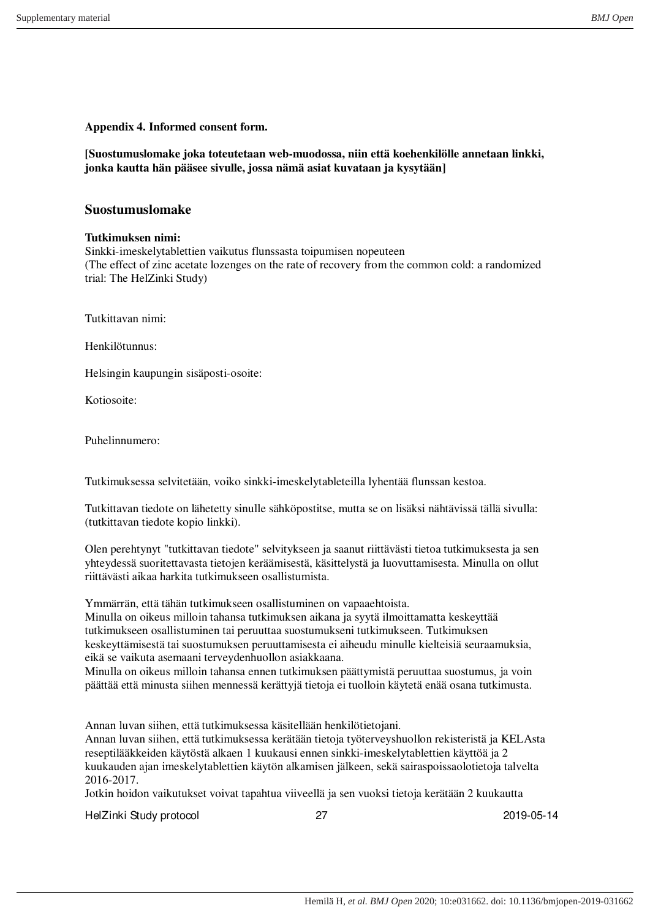**Appendix 4. Informed consent form.**

**[Suostumuslomake joka toteutetaan web-muodossa, niin että koehenkilölle annetaan linkki, jonka kautta hän pääsee sivulle, jossa nämä asiat kuvataan ja kysytään]**

## Suostumuslomake

**Tutkimuksen nimi:**
Sinkki-imeskelytablettien vaikutus flunssasta toipumisen nopeuteen
(The effect of zinc acetate lozenges on the rate of recovery from the common cold: a randomized trial: The HelZinki Study)

Tutkittavan nimi:

Henkilötunnus:

Helsingin kaupungin sisäposti-osoite:

Kotiosoite:

Puhelinnumero:

Tutkimuksessa selvitetään, voiko sinkki-imeskelytableteilla lyhentää flunssan kestoa.

Tutkittavan tiedote on lähetetty sinulle sähköpostitse, mutta se on lisäksi nähtävissä tällä sivulla: (tutkittavan tiedote kopio linkki).

Olen perehtynyt "tutkittavan tiedote" selvitykseen ja saanut riittävästi tietoa tutkimuksesta ja sen yhteydessä suoritettavasta tietojen keräämisestä, käsittelystä ja luovuttamisesta. Minulla on ollut riittävästi aikaa harkita tutkimukseen osallistumista.

Ymmärrän, että tähän tutkimukseen osallistuminen on vapaaehtoista.
Minulla on oikeus milloin tahansa tutkimuksen aikana ja syytä ilmoittamatta keskeyttää tutkimukseen osallistuminen tai peruuttaa suostumukseni tutkimukseen. Tutkimuksen keskeyttämisestä tai suostumuksen peruuttamisesta ei aiheudu minulle kielteisiä seuraamuksia, eikä se vaikuta asemaani terveydenhuollon asiakkaana.
Minulla on oikeus milloin tahansa ennen tutkimuksen päättymistä peruuttaa suostumus, ja voin päättää että minusta siihen mennessä kerättyjä tietoja ei tuolloin käytetä enää osana tutkimusta.

Annan luvan siihen, että tutkimuksessa käsitellään henkilötietojani.
Annan luvan siihen, että tutkimuksessa kerätään tietoja työterveyshuollon rekisteristä ja KELAsta reseptilääkkeiden käytöstä alkaen 1 kuukausi ennen sinkki-imeskelytablettien käyttöä ja 2 kuukauden ajan imeskelytablettien käytön alkamisen jälkeen, sekä sairaspoissaolotietoja talvelta 2016-2017.
Jotkin hoidon vaikutukset voivat tapahtua viiveellä ja sen vuoksi tietoja kerätään 2 kuukautta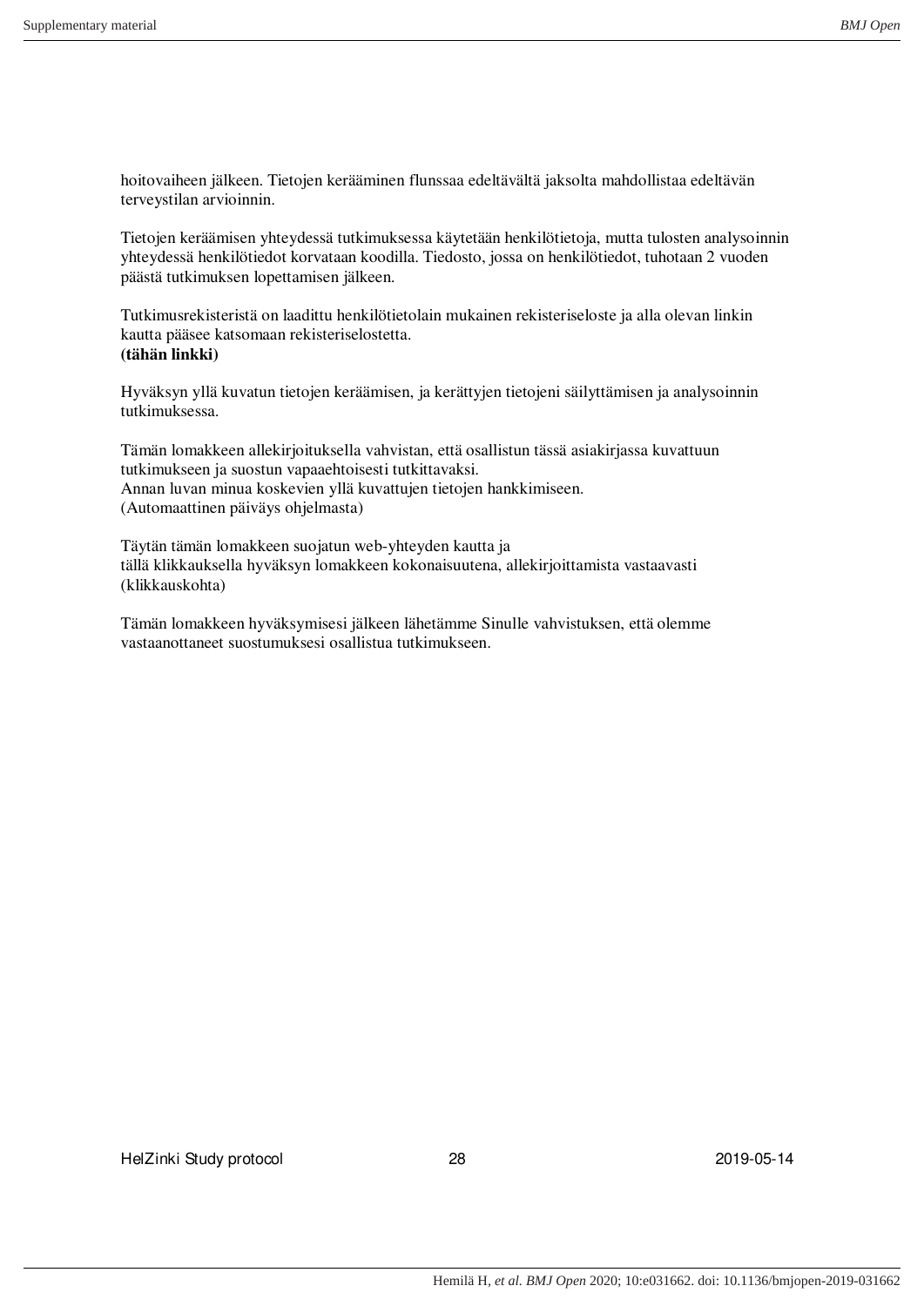hoitovaiheen jälkeen. Tietojen kerääminen flunssaa edeltävältä jaksolta mahdollistaa edeltävän terveystilan arvioinnin.

Tietojen keräämisen yhteydessä tutkimuksessa käytetään henkilötietoja, mutta tulosten analysoinnin yhteydessä henkilötiedot korvataan koodilla. Tiedosto, jossa on henkilötiedot, tuhotaan 2 vuoden päästä tutkimuksen lopettamisen jälkeen.

Tutkimusrekisteristä on laadittu henkilötietolain mukainen rekisteriseloste ja alla olevan linkin kautta pääsee katsomaan rekisteriselostetta.
**(tähän linkki)**

Hyväksyn yllä kuvatun tietojen keräämisen, ja kerättyjen tietojeni säilyttämisen ja analysoinnin tutkimuksessa.

Tämän lomakkeen allekirjoituksella vahvistan, että osallistun tässä asiakirjassa kuvattuun tutkimukseen ja suostun vapaaehtoisesti tutkittavaksi.
Annan luvan minua koskevien yllä kuvattujen tietojen hankkimiseen.
(Automaattinen päiväys ohjelmasta)

Täytän tämän lomakkeen suojatun web-yhteyden kautta ja
tällä klikkauksella hyväksyn lomakkeen kokonaisuutena, allekirjoittamista vastaavasti
(klikkauskohta)

Tämän lomakkeen hyväksymisesi jälkeen lähetämme Sinulle vahvistuksen, että olemme vastaanottaneet suostumuksesi osallistua tutkimukseen.